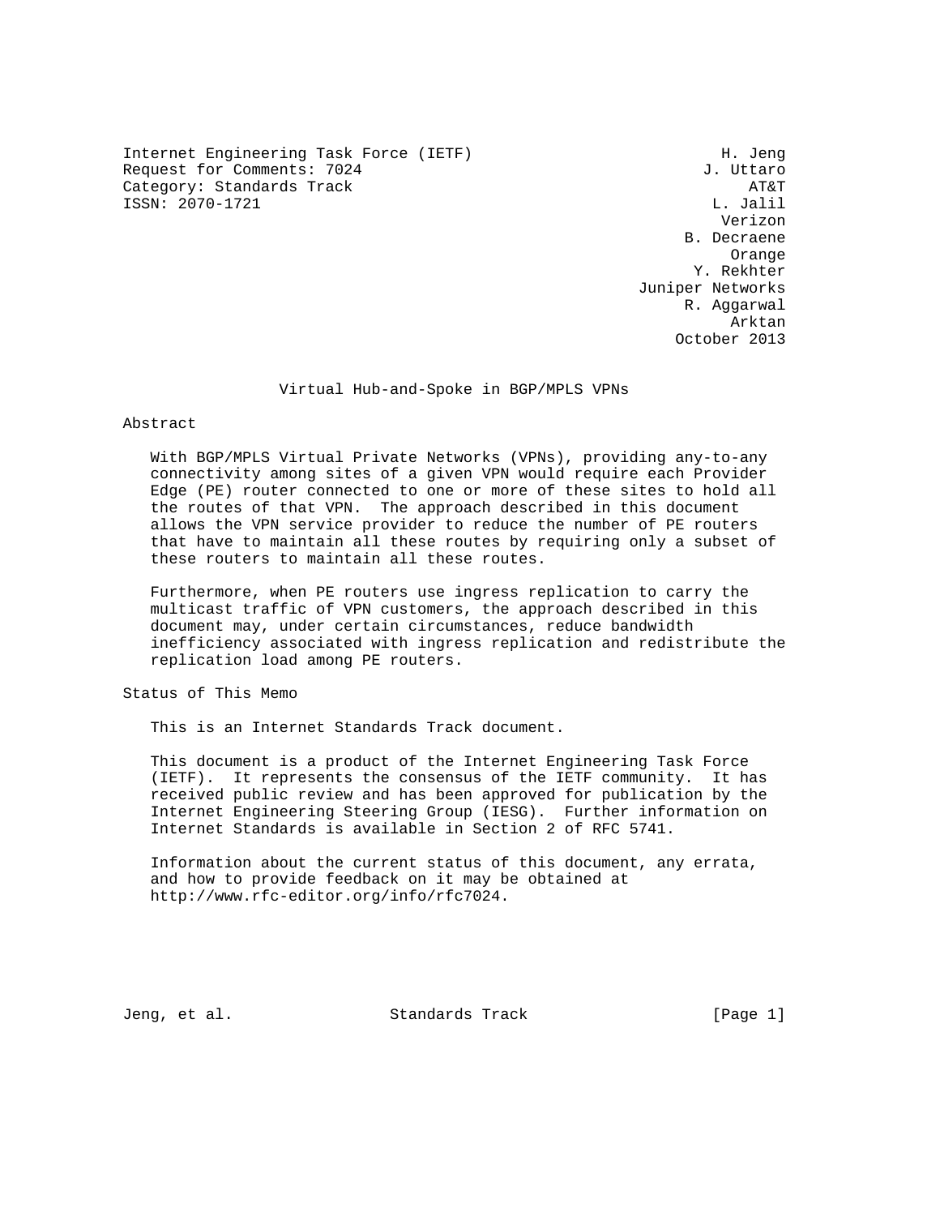Internet Engineering Task Force (IETF) H. Jeng
Request for Comments: 7024 J. Uttaro
Category: Standards Track AT&T
ISSN: 2070-1721 L. Jalil
Verizon
B. Decraene
Orange
Y. Rekhter
Juniper Networks
R. Aggarwal
Arktan
October 2013

# Virtual Hub-and-Spoke in BGP/MPLS VPNs

## Abstract

With BGP/MPLS Virtual Private Networks (VPNs), providing any-to-any connectivity among sites of a given VPN would require each Provider Edge (PE) router connected to one or more of these sites to hold all the routes of that VPN. The approach described in this document allows the VPN service provider to reduce the number of PE routers that have to maintain all these routes by requiring only a subset of these routers to maintain all these routes.

Furthermore, when PE routers use ingress replication to carry the multicast traffic of VPN customers, the approach described in this document may, under certain circumstances, reduce bandwidth inefficiency associated with ingress replication and redistribute the replication load among PE routers.

## Status of This Memo

This is an Internet Standards Track document.

This document is a product of the Internet Engineering Task Force (IETF). It represents the consensus of the IETF community. It has received public review and has been approved for publication by the Internet Engineering Steering Group (IESG). Further information on Internet Standards is available in Section 2 of RFC 5741.

Information about the current status of this document, any errata, and how to provide feedback on it may be obtained at http://www.rfc-editor.org/info/rfc7024.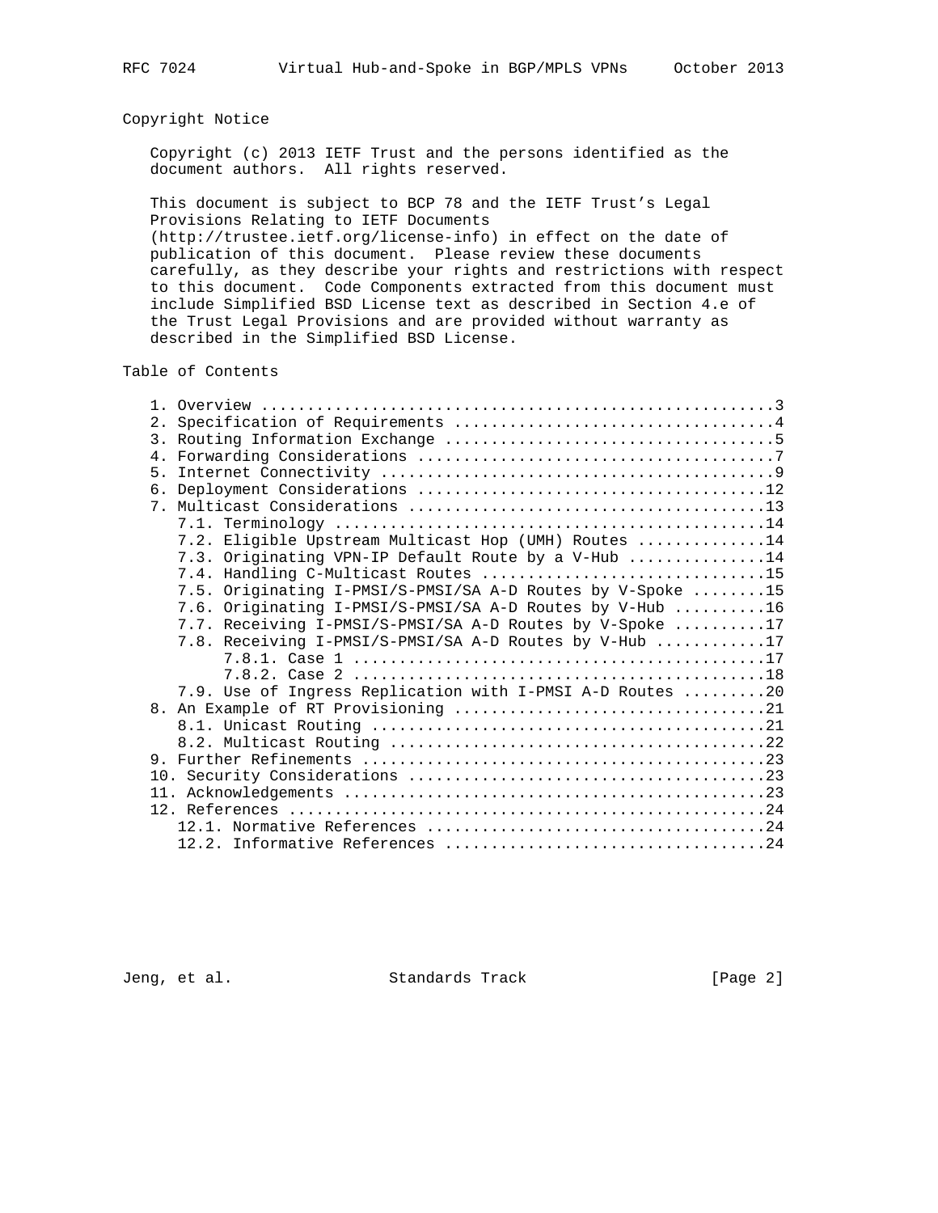## Copyright Notice

Copyright (c) 2013 IETF Trust and the persons identified as the document authors. All rights reserved.

This document is subject to BCP 78 and the IETF Trust's Legal Provisions Relating to IETF Documents (http://trustee.ietf.org/license-info) in effect on the date of publication of this document. Please review these documents carefully, as they describe your rights and restrictions with respect to this document. Code Components extracted from this document must include Simplified BSD License text as described in Section 4.e of the Trust Legal Provisions and are provided without warranty as described in the Simplified BSD License.

## Table of Contents

```
   1. Overview ........................................................3
   2. Specification of Requirements ...................................4
   3. Routing Information Exchange ....................................5
   4. Forwarding Considerations .......................................7
   5. Internet Connectivity ...........................................9
   6. Deployment Considerations ......................................12
   7. Multicast Considerations .......................................13
      7.1. Terminology ...............................................14
      7.2. Eligible Upstream Multicast Hop (UMH) Routes ..............14
      7.3. Originating VPN-IP Default Route by a V-Hub ...............14
      7.4. Handling C-Multicast Routes ...............................15
      7.5. Originating I-PMSI/S-PMSI/SA A-D Routes by V-Spoke ........15
      7.6. Originating I-PMSI/S-PMSI/SA A-D Routes by V-Hub ..........16
      7.7. Receiving I-PMSI/S-PMSI/SA A-D Routes by V-Spoke ..........17
      7.8. Receiving I-PMSI/S-PMSI/SA A-D Routes by V-Hub ............17
           7.8.1. Case 1 .............................................17
           7.8.2. Case 2 .............................................18
      7.9. Use of Ingress Replication with I-PMSI A-D Routes .........20
   8. An Example of RT Provisioning ..................................21
      8.1. Unicast Routing ...........................................21
      8.2. Multicast Routing .........................................22
   9. Further Refinements ............................................23
   10. Security Considerations .......................................23
   11. Acknowledgements ..............................................23
   12. References ....................................................24
      12.1. Normative References .....................................24
      12.2. Informative References ...................................24
```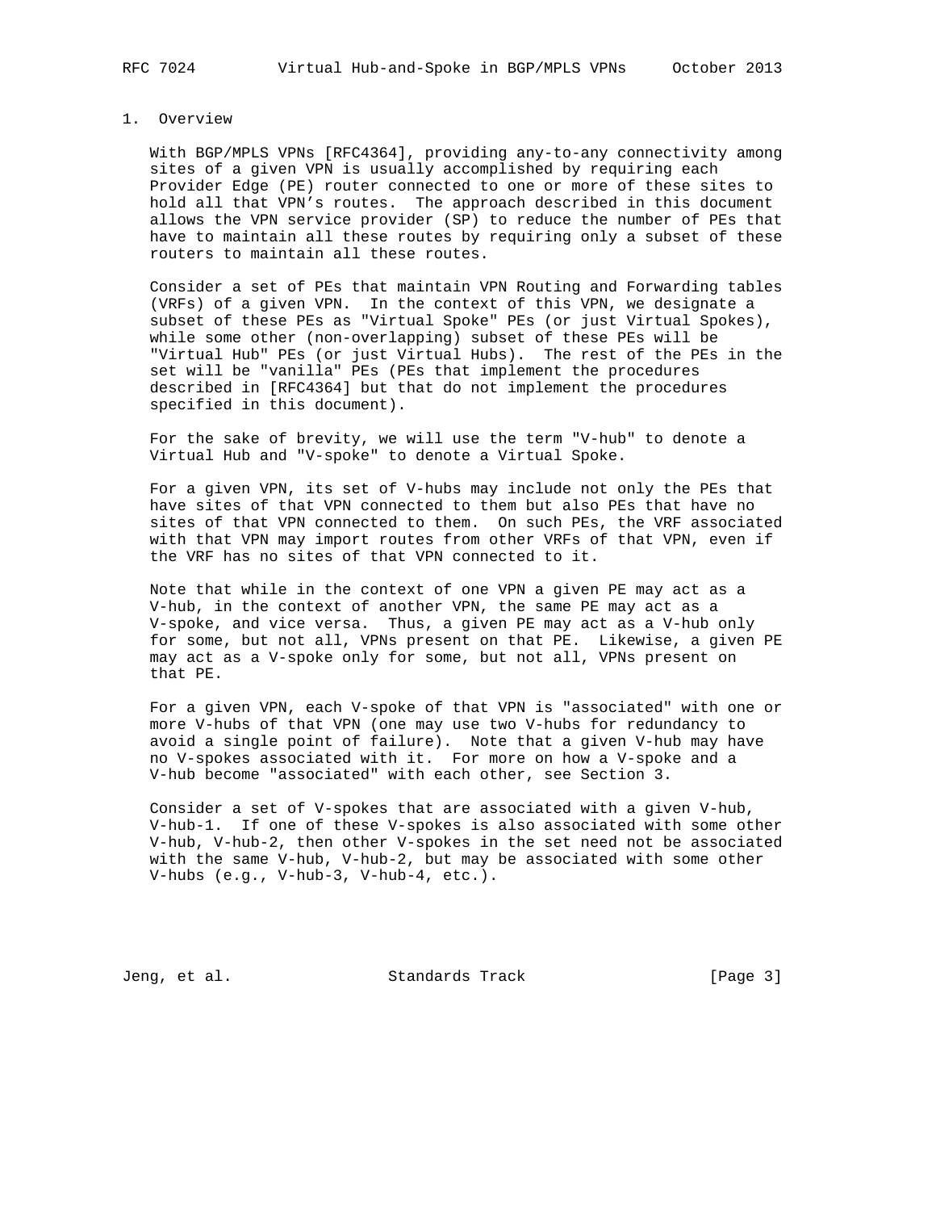## 1. Overview

With BGP/MPLS VPNs [RFC4364], providing any-to-any connectivity among sites of a given VPN is usually accomplished by requiring each Provider Edge (PE) router connected to one or more of these sites to hold all that VPN's routes. The approach described in this document allows the VPN service provider (SP) to reduce the number of PEs that have to maintain all these routes by requiring only a subset of these routers to maintain all these routes.

Consider a set of PEs that maintain VPN Routing and Forwarding tables (VRFs) of a given VPN. In the context of this VPN, we designate a subset of these PEs as "Virtual Spoke" PEs (or just Virtual Spokes), while some other (non-overlapping) subset of these PEs will be "Virtual Hub" PEs (or just Virtual Hubs). The rest of the PEs in the set will be "vanilla" PEs (PEs that implement the procedures described in [RFC4364] but that do not implement the procedures specified in this document).

For the sake of brevity, we will use the term "V-hub" to denote a Virtual Hub and "V-spoke" to denote a Virtual Spoke.

For a given VPN, its set of V-hubs may include not only the PEs that have sites of that VPN connected to them but also PEs that have no sites of that VPN connected to them. On such PEs, the VRF associated with that VPN may import routes from other VRFs of that VPN, even if the VRF has no sites of that VPN connected to it.

Note that while in the context of one VPN a given PE may act as a V-hub, in the context of another VPN, the same PE may act as a V-spoke, and vice versa. Thus, a given PE may act as a V-hub only for some, but not all, VPNs present on that PE. Likewise, a given PE may act as a V-spoke only for some, but not all, VPNs present on that PE.

For a given VPN, each V-spoke of that VPN is "associated" with one or more V-hubs of that VPN (one may use two V-hubs for redundancy to avoid a single point of failure). Note that a given V-hub may have no V-spokes associated with it. For more on how a V-spoke and a V-hub become "associated" with each other, see Section 3.

Consider a set of V-spokes that are associated with a given V-hub, V-hub-1. If one of these V-spokes is also associated with some other V-hub, V-hub-2, then other V-spokes in the set need not be associated with the same V-hub, V-hub-2, but may be associated with some other V-hubs (e.g., V-hub-3, V-hub-4, etc.).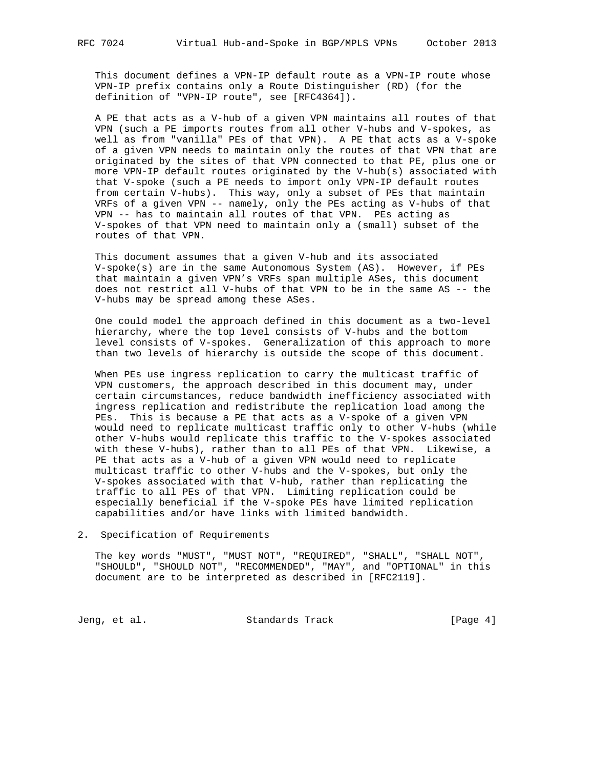This document defines a VPN-IP default route as a VPN-IP route whose VPN-IP prefix contains only a Route Distinguisher (RD) (for the definition of "VPN-IP route", see [RFC4364]).

A PE that acts as a V-hub of a given VPN maintains all routes of that VPN (such a PE imports routes from all other V-hubs and V-spokes, as well as from "vanilla" PEs of that VPN). A PE that acts as a V-spoke of a given VPN needs to maintain only the routes of that VPN that are originated by the sites of that VPN connected to that PE, plus one or more VPN-IP default routes originated by the V-hub(s) associated with that V-spoke (such a PE needs to import only VPN-IP default routes from certain V-hubs). This way, only a subset of PEs that maintain VRFs of a given VPN -- namely, only the PEs acting as V-hubs of that VPN -- has to maintain all routes of that VPN. PEs acting as V-spokes of that VPN need to maintain only a (small) subset of the routes of that VPN.

This document assumes that a given V-hub and its associated V-spoke(s) are in the same Autonomous System (AS). However, if PEs that maintain a given VPN's VRFs span multiple ASes, this document does not restrict all V-hubs of that VPN to be in the same AS -- the V-hubs may be spread among these ASes.

One could model the approach defined in this document as a two-level hierarchy, where the top level consists of V-hubs and the bottom level consists of V-spokes. Generalization of this approach to more than two levels of hierarchy is outside the scope of this document.

When PEs use ingress replication to carry the multicast traffic of VPN customers, the approach described in this document may, under certain circumstances, reduce bandwidth inefficiency associated with ingress replication and redistribute the replication load among the PEs. This is because a PE that acts as a V-spoke of a given VPN would need to replicate multicast traffic only to other V-hubs (while other V-hubs would replicate this traffic to the V-spokes associated with these V-hubs), rather than to all PEs of that VPN. Likewise, a PE that acts as a V-hub of a given VPN would need to replicate multicast traffic to other V-hubs and the V-spokes, but only the V-spokes associated with that V-hub, rather than replicating the traffic to all PEs of that VPN. Limiting replication could be especially beneficial if the V-spoke PEs have limited replication capabilities and/or have links with limited bandwidth.

## 2. Specification of Requirements

The key words "MUST", "MUST NOT", "REQUIRED", "SHALL", "SHALL NOT", "SHOULD", "SHOULD NOT", "RECOMMENDED", "MAY", and "OPTIONAL" in this document are to be interpreted as described in [RFC2119].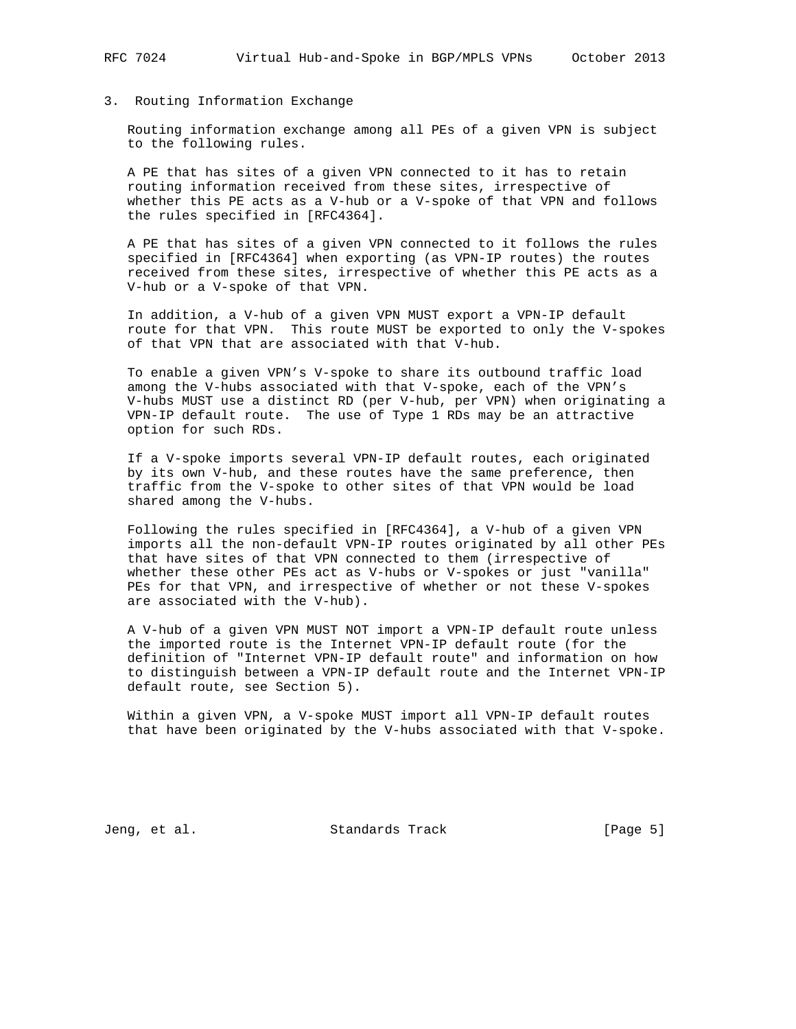## 3. Routing Information Exchange

Routing information exchange among all PEs of a given VPN is subject to the following rules.

A PE that has sites of a given VPN connected to it has to retain routing information received from these sites, irrespective of whether this PE acts as a V-hub or a V-spoke of that VPN and follows the rules specified in [RFC4364].

A PE that has sites of a given VPN connected to it follows the rules specified in [RFC4364] when exporting (as VPN-IP routes) the routes received from these sites, irrespective of whether this PE acts as a V-hub or a V-spoke of that VPN.

In addition, a V-hub of a given VPN MUST export a VPN-IP default route for that VPN. This route MUST be exported to only the V-spokes of that VPN that are associated with that V-hub.

To enable a given VPN's V-spoke to share its outbound traffic load among the V-hubs associated with that V-spoke, each of the VPN's V-hubs MUST use a distinct RD (per V-hub, per VPN) when originating a VPN-IP default route. The use of Type 1 RDs may be an attractive option for such RDs.

If a V-spoke imports several VPN-IP default routes, each originated by its own V-hub, and these routes have the same preference, then traffic from the V-spoke to other sites of that VPN would be load shared among the V-hubs.

Following the rules specified in [RFC4364], a V-hub of a given VPN imports all the non-default VPN-IP routes originated by all other PEs that have sites of that VPN connected to them (irrespective of whether these other PEs act as V-hubs or V-spokes or just "vanilla" PEs for that VPN, and irrespective of whether or not these V-spokes are associated with the V-hub).

A V-hub of a given VPN MUST NOT import a VPN-IP default route unless the imported route is the Internet VPN-IP default route (for the definition of "Internet VPN-IP default route" and information on how to distinguish between a VPN-IP default route and the Internet VPN-IP default route, see Section 5).

Within a given VPN, a V-spoke MUST import all VPN-IP default routes that have been originated by the V-hubs associated with that V-spoke.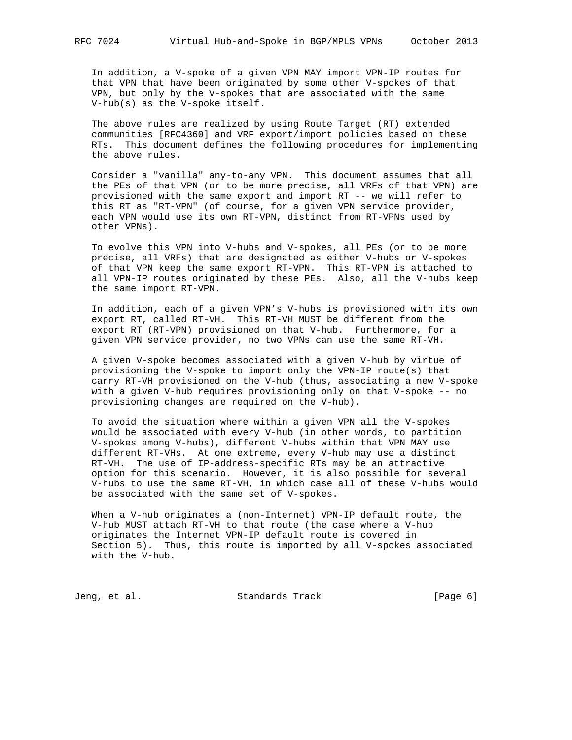In addition, a V-spoke of a given VPN MAY import VPN-IP routes for that VPN that have been originated by some other V-spokes of that VPN, but only by the V-spokes that are associated with the same V-hub(s) as the V-spoke itself.

The above rules are realized by using Route Target (RT) extended communities [RFC4360] and VRF export/import policies based on these RTs. This document defines the following procedures for implementing the above rules.

Consider a "vanilla" any-to-any VPN. This document assumes that all the PEs of that VPN (or to be more precise, all VRFs of that VPN) are provisioned with the same export and import RT -- we will refer to this RT as "RT-VPN" (of course, for a given VPN service provider, each VPN would use its own RT-VPN, distinct from RT-VPNs used by other VPNs).

To evolve this VPN into V-hubs and V-spokes, all PEs (or to be more precise, all VRFs) that are designated as either V-hubs or V-spokes of that VPN keep the same export RT-VPN. This RT-VPN is attached to all VPN-IP routes originated by these PEs. Also, all the V-hubs keep the same import RT-VPN.

In addition, each of a given VPN's V-hubs is provisioned with its own export RT, called RT-VH. This RT-VH MUST be different from the export RT (RT-VPN) provisioned on that V-hub. Furthermore, for a given VPN service provider, no two VPNs can use the same RT-VH.

A given V-spoke becomes associated with a given V-hub by virtue of provisioning the V-spoke to import only the VPN-IP route(s) that carry RT-VH provisioned on the V-hub (thus, associating a new V-spoke with a given V-hub requires provisioning only on that V-spoke -- no provisioning changes are required on the V-hub).

To avoid the situation where within a given VPN all the V-spokes would be associated with every V-hub (in other words, to partition V-spokes among V-hubs), different V-hubs within that VPN MAY use different RT-VHs. At one extreme, every V-hub may use a distinct RT-VH. The use of IP-address-specific RTs may be an attractive option for this scenario. However, it is also possible for several V-hubs to use the same RT-VH, in which case all of these V-hubs would be associated with the same set of V-spokes.

When a V-hub originates a (non-Internet) VPN-IP default route, the V-hub MUST attach RT-VH to that route (the case where a V-hub originates the Internet VPN-IP default route is covered in Section 5). Thus, this route is imported by all V-spokes associated with the V-hub.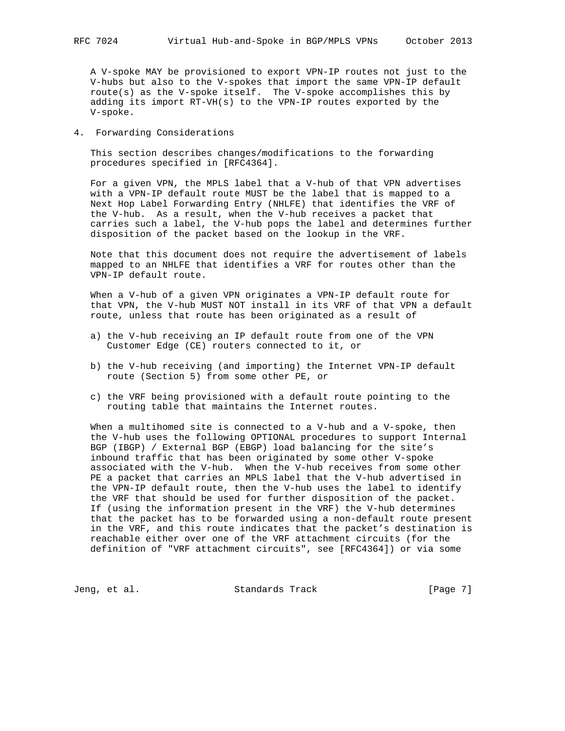A V-spoke MAY be provisioned to export VPN-IP routes not just to the V-hubs but also to the V-spokes that import the same VPN-IP default route(s) as the V-spoke itself. The V-spoke accomplishes this by adding its import RT-VH(s) to the VPN-IP routes exported by the V-spoke.

## 4. Forwarding Considerations

This section describes changes/modifications to the forwarding procedures specified in [RFC4364].

For a given VPN, the MPLS label that a V-hub of that VPN advertises with a VPN-IP default route MUST be the label that is mapped to a Next Hop Label Forwarding Entry (NHLFE) that identifies the VRF of the V-hub. As a result, when the V-hub receives a packet that carries such a label, the V-hub pops the label and determines further disposition of the packet based on the lookup in the VRF.

Note that this document does not require the advertisement of labels mapped to an NHLFE that identifies a VRF for routes other than the VPN-IP default route.

When a V-hub of a given VPN originates a VPN-IP default route for that VPN, the V-hub MUST NOT install in its VRF of that VPN a default route, unless that route has been originated as a result of

a) the V-hub receiving an IP default route from one of the VPN Customer Edge (CE) routers connected to it, or

b) the V-hub receiving (and importing) the Internet VPN-IP default route (Section 5) from some other PE, or

c) the VRF being provisioned with a default route pointing to the routing table that maintains the Internet routes.

When a multihomed site is connected to a V-hub and a V-spoke, then the V-hub uses the following OPTIONAL procedures to support Internal BGP (IBGP) / External BGP (EBGP) load balancing for the site's inbound traffic that has been originated by some other V-spoke associated with the V-hub. When the V-hub receives from some other PE a packet that carries an MPLS label that the V-hub advertised in the VPN-IP default route, then the V-hub uses the label to identify the VRF that should be used for further disposition of the packet. If (using the information present in the VRF) the V-hub determines that the packet has to be forwarded using a non-default route present in the VRF, and this route indicates that the packet's destination is reachable either over one of the VRF attachment circuits (for the definition of "VRF attachment circuits", see [RFC4364]) or via some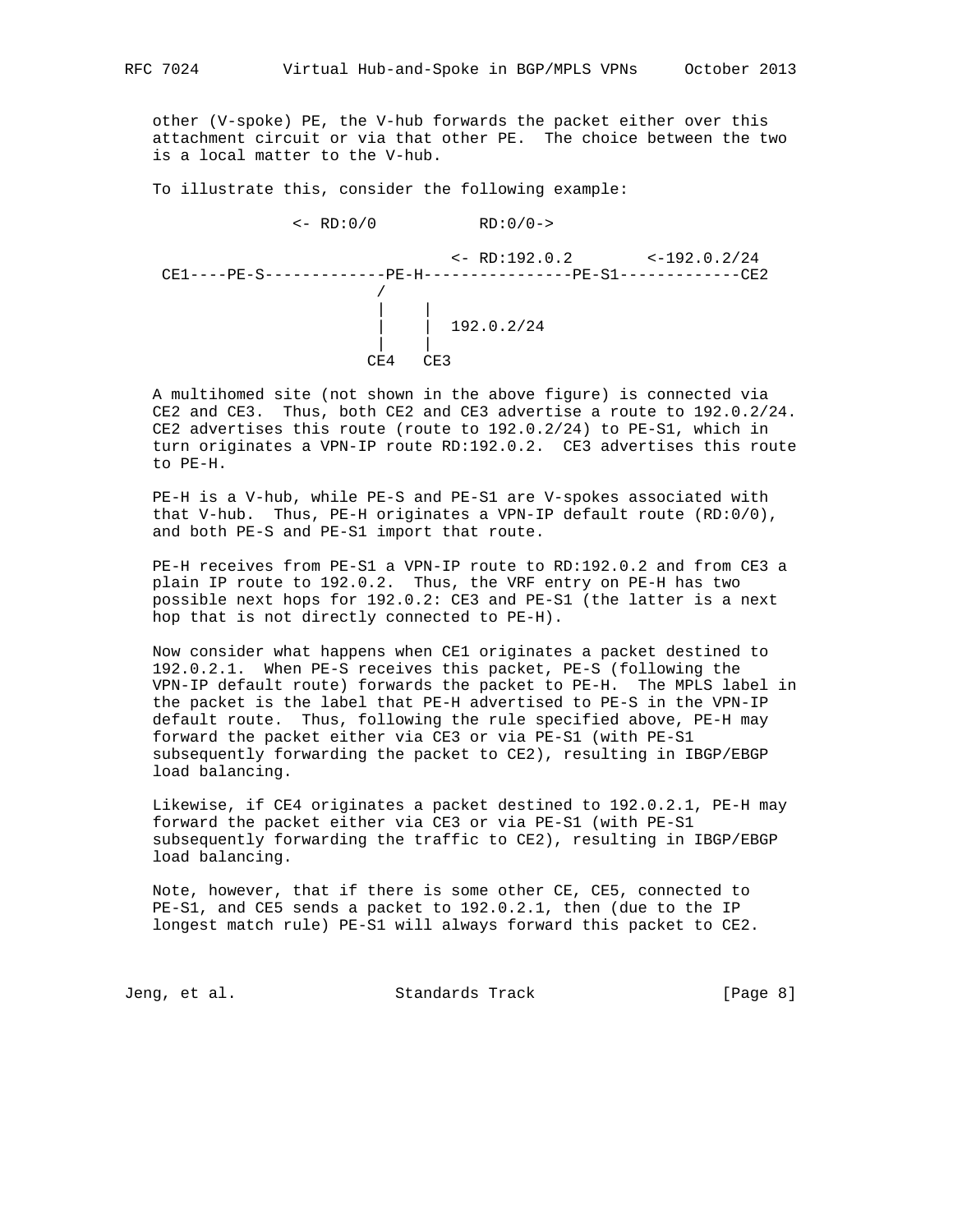other (V-spoke) PE, the V-hub forwards the packet either over this attachment circuit or via that other PE. The choice between the two is a local matter to the V-hub.

To illustrate this, consider the following example:

```
              <- RD:0/0           RD:0/0->

                               <- RD:192.0.2        <-192.0.2/24
 CE1----PE-S-------------PE-H----------------PE-S1-------------CE2
                        /
                        |    |
                        |    |  192.0.2/24
                        |    |
                       CE4   CE3
```

A multihomed site (not shown in the above figure) is connected via CE2 and CE3. Thus, both CE2 and CE3 advertise a route to 192.0.2/24. CE2 advertises this route (route to 192.0.2/24) to PE-S1, which in turn originates a VPN-IP route RD:192.0.2. CE3 advertises this route to PE-H.

PE-H is a V-hub, while PE-S and PE-S1 are V-spokes associated with that V-hub. Thus, PE-H originates a VPN-IP default route (RD:0/0), and both PE-S and PE-S1 import that route.

PE-H receives from PE-S1 a VPN-IP route to RD:192.0.2 and from CE3 a plain IP route to 192.0.2. Thus, the VRF entry on PE-H has two possible next hops for 192.0.2: CE3 and PE-S1 (the latter is a next hop that is not directly connected to PE-H).

Now consider what happens when CE1 originates a packet destined to 192.0.2.1. When PE-S receives this packet, PE-S (following the VPN-IP default route) forwards the packet to PE-H. The MPLS label in the packet is the label that PE-H advertised to PE-S in the VPN-IP default route. Thus, following the rule specified above, PE-H may forward the packet either via CE3 or via PE-S1 (with PE-S1 subsequently forwarding the packet to CE2), resulting in IBGP/EBGP load balancing.

Likewise, if CE4 originates a packet destined to 192.0.2.1, PE-H may forward the packet either via CE3 or via PE-S1 (with PE-S1 subsequently forwarding the traffic to CE2), resulting in IBGP/EBGP load balancing.

Note, however, that if there is some other CE, CE5, connected to PE-S1, and CE5 sends a packet to 192.0.2.1, then (due to the IP longest match rule) PE-S1 will always forward this packet to CE2.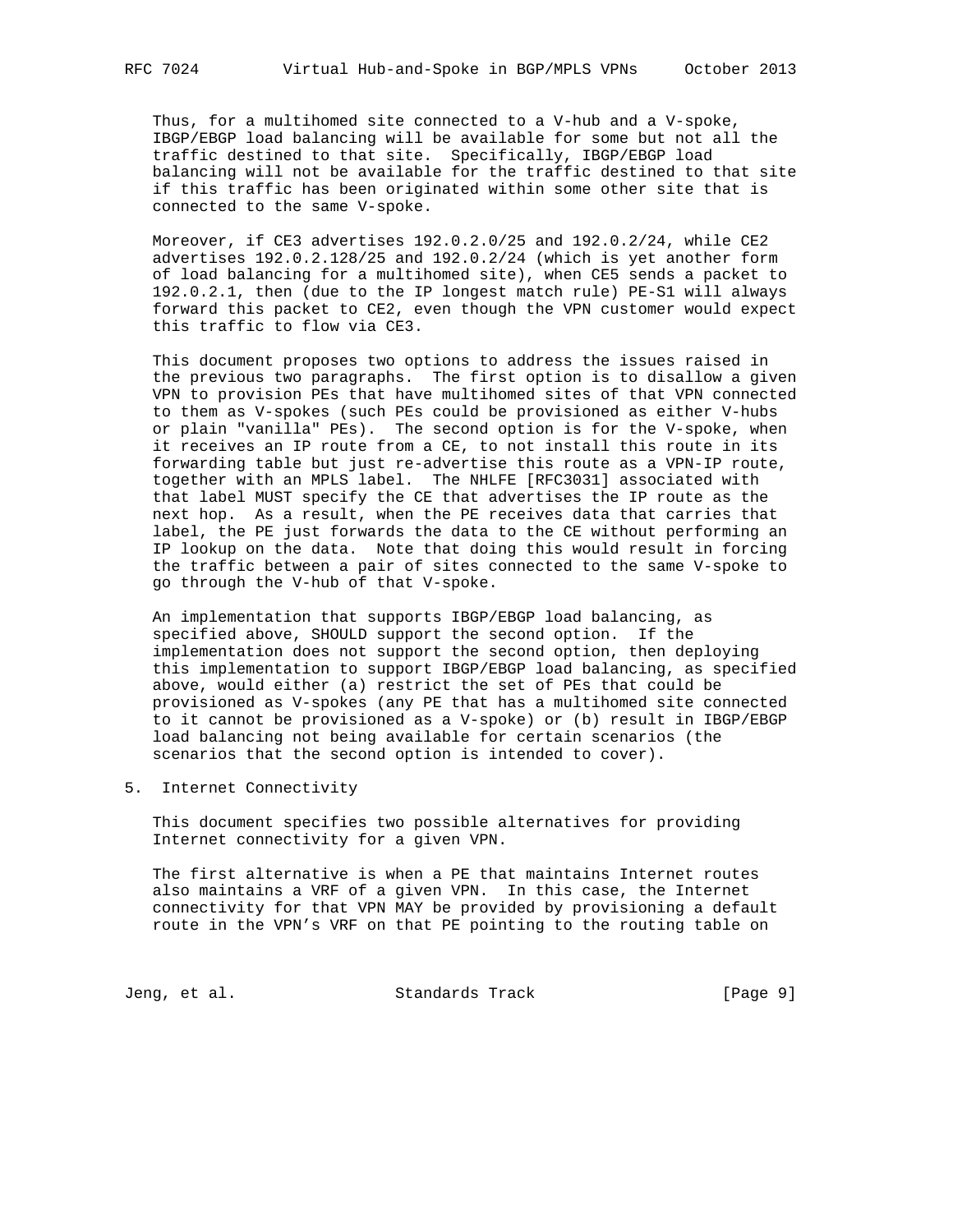Thus, for a multihomed site connected to a V-hub and a V-spoke, IBGP/EBGP load balancing will be available for some but not all the traffic destined to that site. Specifically, IBGP/EBGP load balancing will not be available for the traffic destined to that site if this traffic has been originated within some other site that is connected to the same V-spoke.

Moreover, if CE3 advertises 192.0.2.0/25 and 192.0.2/24, while CE2 advertises 192.0.2.128/25 and 192.0.2/24 (which is yet another form of load balancing for a multihomed site), when CE5 sends a packet to 192.0.2.1, then (due to the IP longest match rule) PE-S1 will always forward this packet to CE2, even though the VPN customer would expect this traffic to flow via CE3.

This document proposes two options to address the issues raised in the previous two paragraphs. The first option is to disallow a given VPN to provision PEs that have multihomed sites of that VPN connected to them as V-spokes (such PEs could be provisioned as either V-hubs or plain "vanilla" PEs). The second option is for the V-spoke, when it receives an IP route from a CE, to not install this route in its forwarding table but just re-advertise this route as a VPN-IP route, together with an MPLS label. The NHLFE [RFC3031] associated with that label MUST specify the CE that advertises the IP route as the next hop. As a result, when the PE receives data that carries that label, the PE just forwards the data to the CE without performing an IP lookup on the data. Note that doing this would result in forcing the traffic between a pair of sites connected to the same V-spoke to go through the V-hub of that V-spoke.

An implementation that supports IBGP/EBGP load balancing, as specified above, SHOULD support the second option. If the implementation does not support the second option, then deploying this implementation to support IBGP/EBGP load balancing, as specified above, would either (a) restrict the set of PEs that could be provisioned as V-spokes (any PE that has a multihomed site connected to it cannot be provisioned as a V-spoke) or (b) result in IBGP/EBGP load balancing not being available for certain scenarios (the scenarios that the second option is intended to cover).

## 5. Internet Connectivity

This document specifies two possible alternatives for providing Internet connectivity for a given VPN.

The first alternative is when a PE that maintains Internet routes also maintains a VRF of a given VPN. In this case, the Internet connectivity for that VPN MAY be provided by provisioning a default route in the VPN's VRF on that PE pointing to the routing table on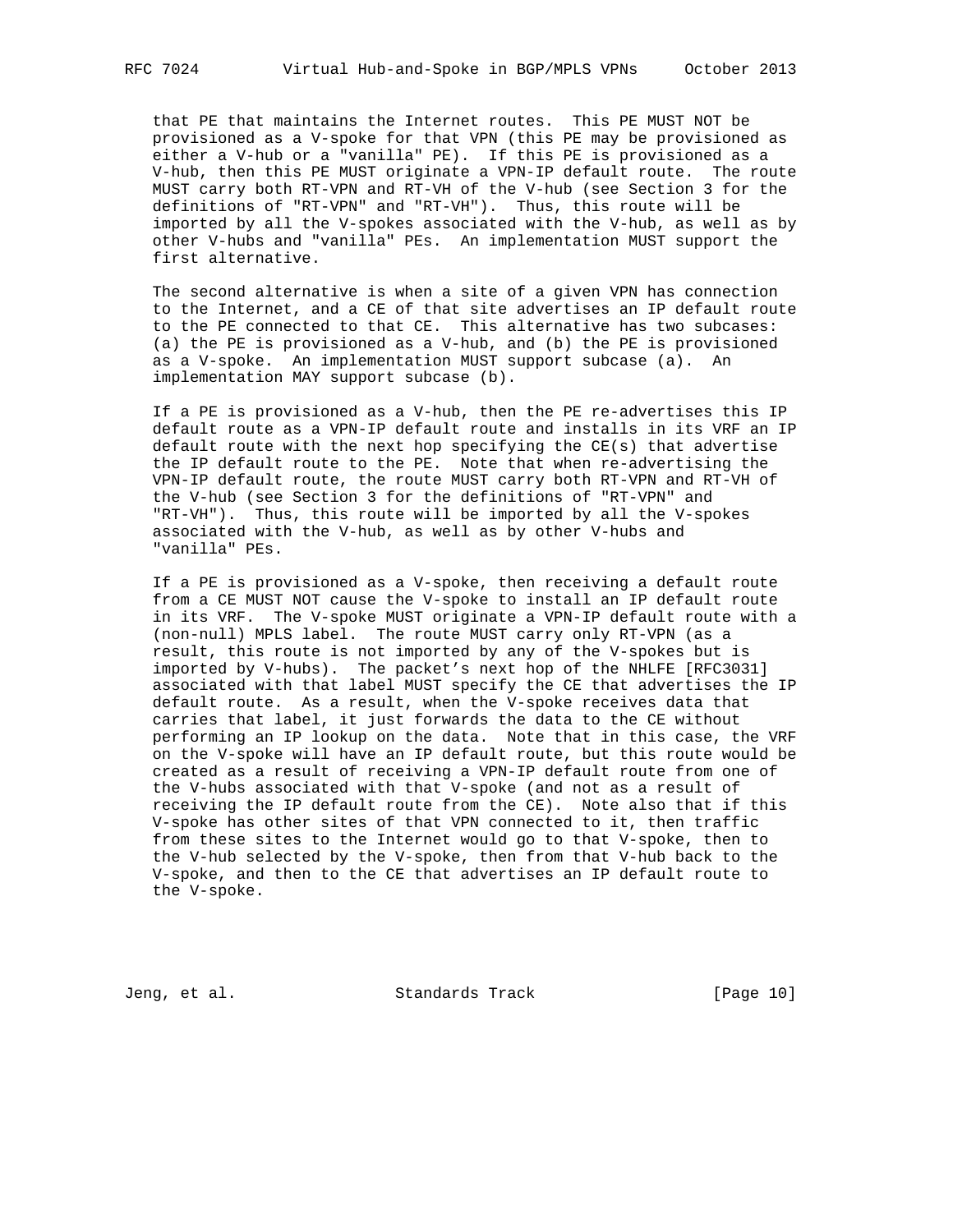that PE that maintains the Internet routes. This PE MUST NOT be provisioned as a V-spoke for that VPN (this PE may be provisioned as either a V-hub or a "vanilla" PE). If this PE is provisioned as a V-hub, then this PE MUST originate a VPN-IP default route. The route MUST carry both RT-VPN and RT-VH of the V-hub (see Section 3 for the definitions of "RT-VPN" and "RT-VH"). Thus, this route will be imported by all the V-spokes associated with the V-hub, as well as by other V-hubs and "vanilla" PEs. An implementation MUST support the first alternative.

The second alternative is when a site of a given VPN has connection to the Internet, and a CE of that site advertises an IP default route to the PE connected to that CE. This alternative has two subcases: (a) the PE is provisioned as a V-hub, and (b) the PE is provisioned as a V-spoke. An implementation MUST support subcase (a). An implementation MAY support subcase (b).

If a PE is provisioned as a V-hub, then the PE re-advertises this IP default route as a VPN-IP default route and installs in its VRF an IP default route with the next hop specifying the CE(s) that advertise the IP default route to the PE. Note that when re-advertising the VPN-IP default route, the route MUST carry both RT-VPN and RT-VH of the V-hub (see Section 3 for the definitions of "RT-VPN" and "RT-VH"). Thus, this route will be imported by all the V-spokes associated with the V-hub, as well as by other V-hubs and "vanilla" PEs.

If a PE is provisioned as a V-spoke, then receiving a default route from a CE MUST NOT cause the V-spoke to install an IP default route in its VRF. The V-spoke MUST originate a VPN-IP default route with a (non-null) MPLS label. The route MUST carry only RT-VPN (as a result, this route is not imported by any of the V-spokes but is imported by V-hubs). The packet's next hop of the NHLFE [RFC3031] associated with that label MUST specify the CE that advertises the IP default route. As a result, when the V-spoke receives data that carries that label, it just forwards the data to the CE without performing an IP lookup on the data. Note that in this case, the VRF on the V-spoke will have an IP default route, but this route would be created as a result of receiving a VPN-IP default route from one of the V-hubs associated with that V-spoke (and not as a result of receiving the IP default route from the CE). Note also that if this V-spoke has other sites of that VPN connected to it, then traffic from these sites to the Internet would go to that V-spoke, then to the V-hub selected by the V-spoke, then from that V-hub back to the V-spoke, and then to the CE that advertises an IP default route to the V-spoke.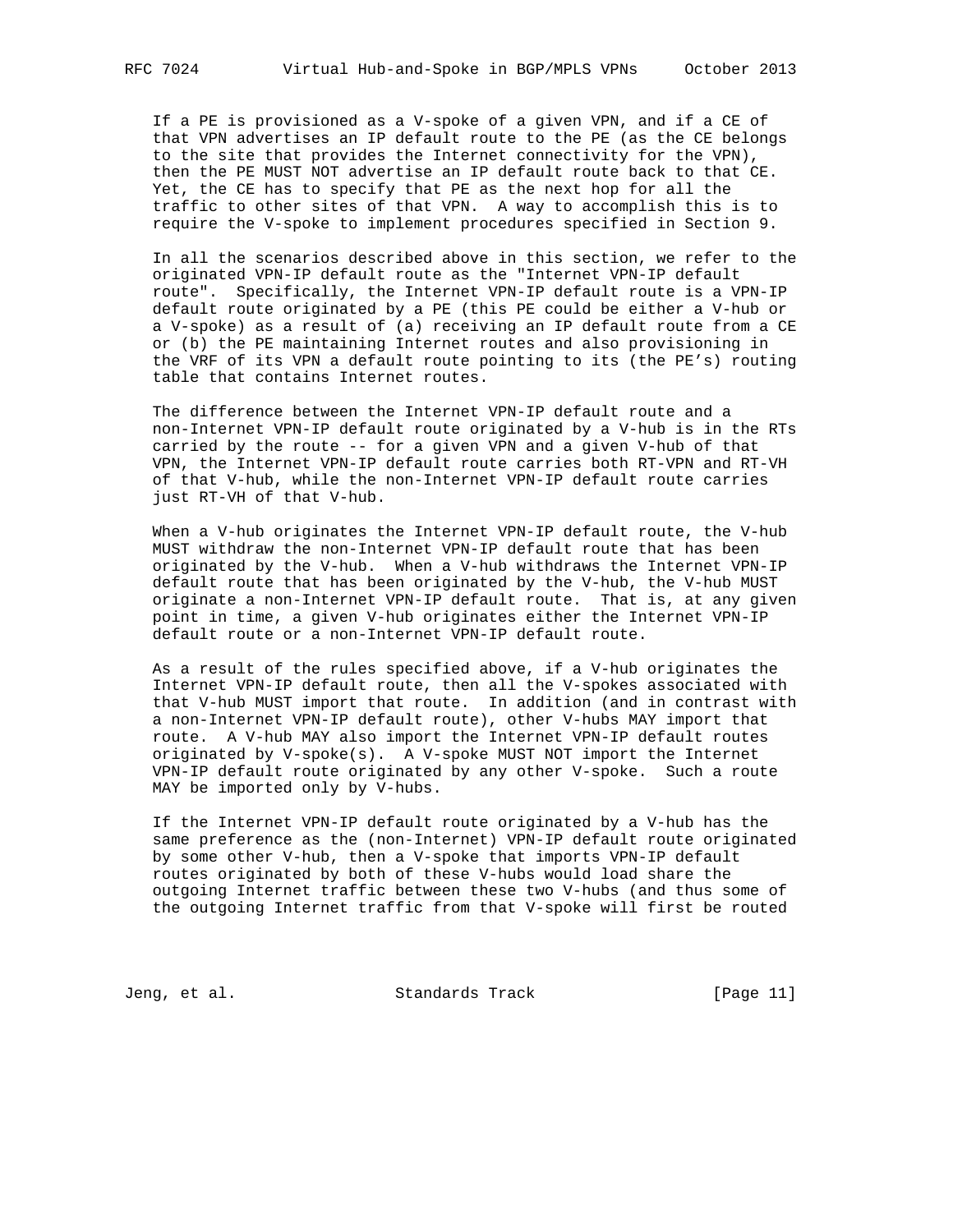If a PE is provisioned as a V-spoke of a given VPN, and if a CE of that VPN advertises an IP default route to the PE (as the CE belongs to the site that provides the Internet connectivity for the VPN), then the PE MUST NOT advertise an IP default route back to that CE. Yet, the CE has to specify that PE as the next hop for all the traffic to other sites of that VPN. A way to accomplish this is to require the V-spoke to implement procedures specified in Section 9.

In all the scenarios described above in this section, we refer to the originated VPN-IP default route as the "Internet VPN-IP default route". Specifically, the Internet VPN-IP default route is a VPN-IP default route originated by a PE (this PE could be either a V-hub or a V-spoke) as a result of (a) receiving an IP default route from a CE or (b) the PE maintaining Internet routes and also provisioning in the VRF of its VPN a default route pointing to its (the PE's) routing table that contains Internet routes.

The difference between the Internet VPN-IP default route and a non-Internet VPN-IP default route originated by a V-hub is in the RTs carried by the route -- for a given VPN and a given V-hub of that VPN, the Internet VPN-IP default route carries both RT-VPN and RT-VH of that V-hub, while the non-Internet VPN-IP default route carries just RT-VH of that V-hub.

When a V-hub originates the Internet VPN-IP default route, the V-hub MUST withdraw the non-Internet VPN-IP default route that has been originated by the V-hub. When a V-hub withdraws the Internet VPN-IP default route that has been originated by the V-hub, the V-hub MUST originate a non-Internet VPN-IP default route. That is, at any given point in time, a given V-hub originates either the Internet VPN-IP default route or a non-Internet VPN-IP default route.

As a result of the rules specified above, if a V-hub originates the Internet VPN-IP default route, then all the V-spokes associated with that V-hub MUST import that route. In addition (and in contrast with a non-Internet VPN-IP default route), other V-hubs MAY import that route. A V-hub MAY also import the Internet VPN-IP default routes originated by V-spoke(s). A V-spoke MUST NOT import the Internet VPN-IP default route originated by any other V-spoke. Such a route MAY be imported only by V-hubs.

If the Internet VPN-IP default route originated by a V-hub has the same preference as the (non-Internet) VPN-IP default route originated by some other V-hub, then a V-spoke that imports VPN-IP default routes originated by both of these V-hubs would load share the outgoing Internet traffic between these two V-hubs (and thus some of the outgoing Internet traffic from that V-spoke will first be routed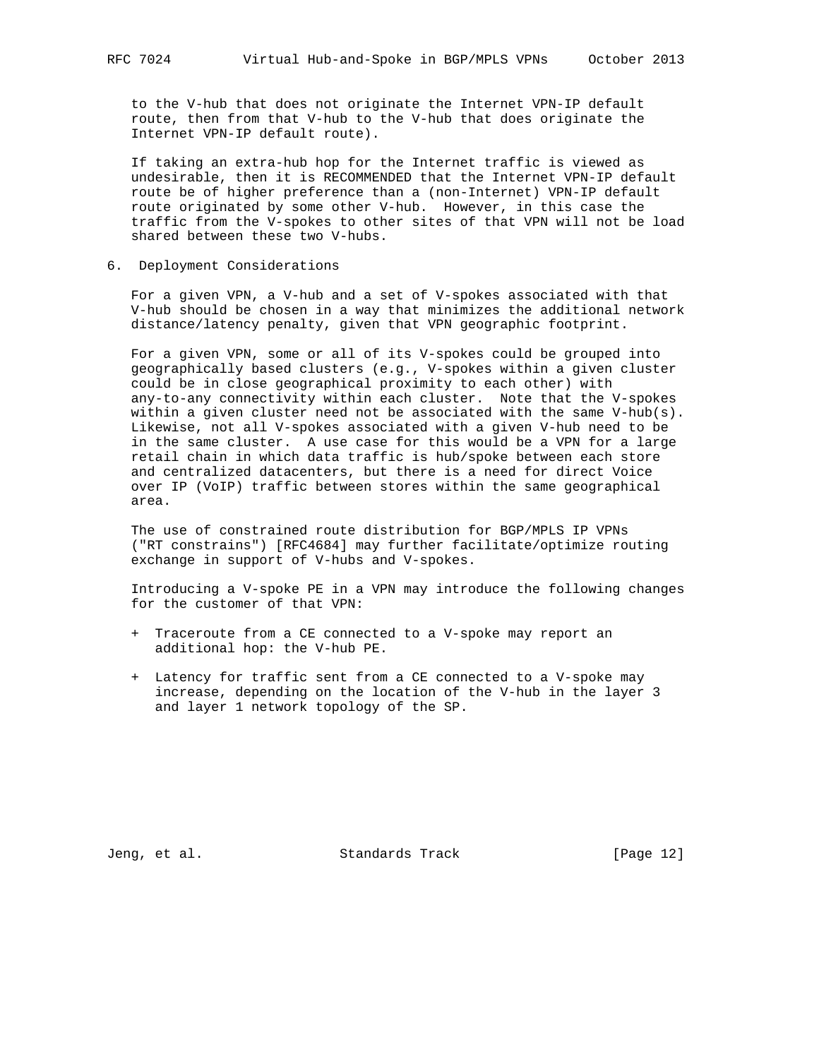to the V-hub that does not originate the Internet VPN-IP default route, then from that V-hub to the V-hub that does originate the Internet VPN-IP default route).

If taking an extra-hub hop for the Internet traffic is viewed as undesirable, then it is RECOMMENDED that the Internet VPN-IP default route be of higher preference than a (non-Internet) VPN-IP default route originated by some other V-hub. However, in this case the traffic from the V-spokes to other sites of that VPN will not be load shared between these two V-hubs.

## 6. Deployment Considerations

For a given VPN, a V-hub and a set of V-spokes associated with that V-hub should be chosen in a way that minimizes the additional network distance/latency penalty, given that VPN geographic footprint.

For a given VPN, some or all of its V-spokes could be grouped into geographically based clusters (e.g., V-spokes within a given cluster could be in close geographical proximity to each other) with any-to-any connectivity within each cluster. Note that the V-spokes within a given cluster need not be associated with the same V-hub(s). Likewise, not all V-spokes associated with a given V-hub need to be in the same cluster. A use case for this would be a VPN for a large retail chain in which data traffic is hub/spoke between each store and centralized datacenters, but there is a need for direct Voice over IP (VoIP) traffic between stores within the same geographical area.

The use of constrained route distribution for BGP/MPLS IP VPNs ("RT constrains") [RFC4684] may further facilitate/optimize routing exchange in support of V-hubs and V-spokes.

Introducing a V-spoke PE in a VPN may introduce the following changes for the customer of that VPN:

+ Traceroute from a CE connected to a V-spoke may report an additional hop: the V-hub PE.

+ Latency for traffic sent from a CE connected to a V-spoke may increase, depending on the location of the V-hub in the layer 3 and layer 1 network topology of the SP.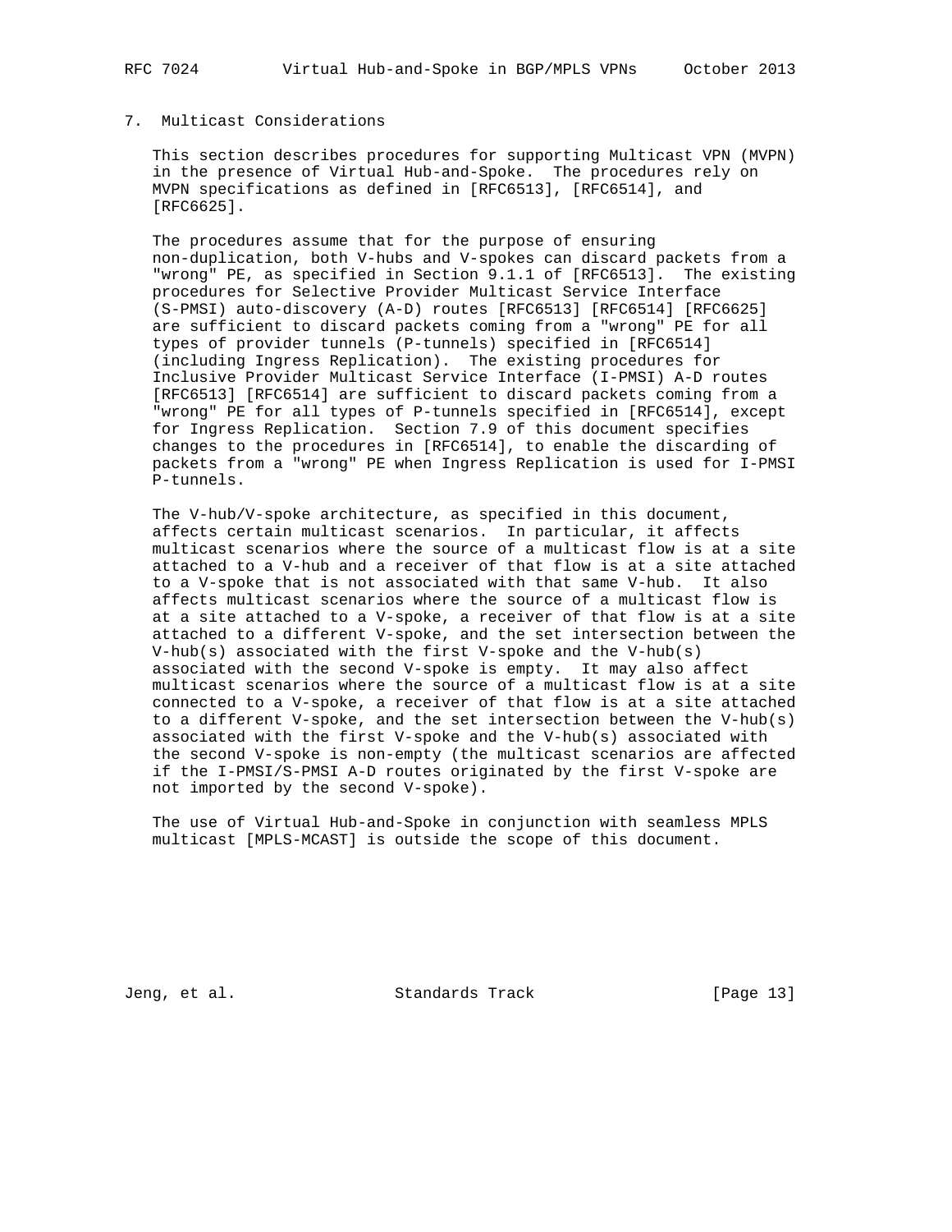## 7. Multicast Considerations

This section describes procedures for supporting Multicast VPN (MVPN) in the presence of Virtual Hub-and-Spoke. The procedures rely on MVPN specifications as defined in [RFC6513], [RFC6514], and [RFC6625].

The procedures assume that for the purpose of ensuring non-duplication, both V-hubs and V-spokes can discard packets from a "wrong" PE, as specified in Section 9.1.1 of [RFC6513]. The existing procedures for Selective Provider Multicast Service Interface (S-PMSI) auto-discovery (A-D) routes [RFC6513] [RFC6514] [RFC6625] are sufficient to discard packets coming from a "wrong" PE for all types of provider tunnels (P-tunnels) specified in [RFC6514] (including Ingress Replication). The existing procedures for Inclusive Provider Multicast Service Interface (I-PMSI) A-D routes [RFC6513] [RFC6514] are sufficient to discard packets coming from a "wrong" PE for all types of P-tunnels specified in [RFC6514], except for Ingress Replication. Section 7.9 of this document specifies changes to the procedures in [RFC6514], to enable the discarding of packets from a "wrong" PE when Ingress Replication is used for I-PMSI P-tunnels.

The V-hub/V-spoke architecture, as specified in this document, affects certain multicast scenarios. In particular, it affects multicast scenarios where the source of a multicast flow is at a site attached to a V-hub and a receiver of that flow is at a site attached to a V-spoke that is not associated with that same V-hub. It also affects multicast scenarios where the source of a multicast flow is at a site attached to a V-spoke, a receiver of that flow is at a site attached to a different V-spoke, and the set intersection between the V-hub(s) associated with the first V-spoke and the V-hub(s) associated with the second V-spoke is empty. It may also affect multicast scenarios where the source of a multicast flow is at a site connected to a V-spoke, a receiver of that flow is at a site attached to a different V-spoke, and the set intersection between the V-hub(s) associated with the first V-spoke and the V-hub(s) associated with the second V-spoke is non-empty (the multicast scenarios are affected if the I-PMSI/S-PMSI A-D routes originated by the first V-spoke are not imported by the second V-spoke).

The use of Virtual Hub-and-Spoke in conjunction with seamless MPLS multicast [MPLS-MCAST] is outside the scope of this document.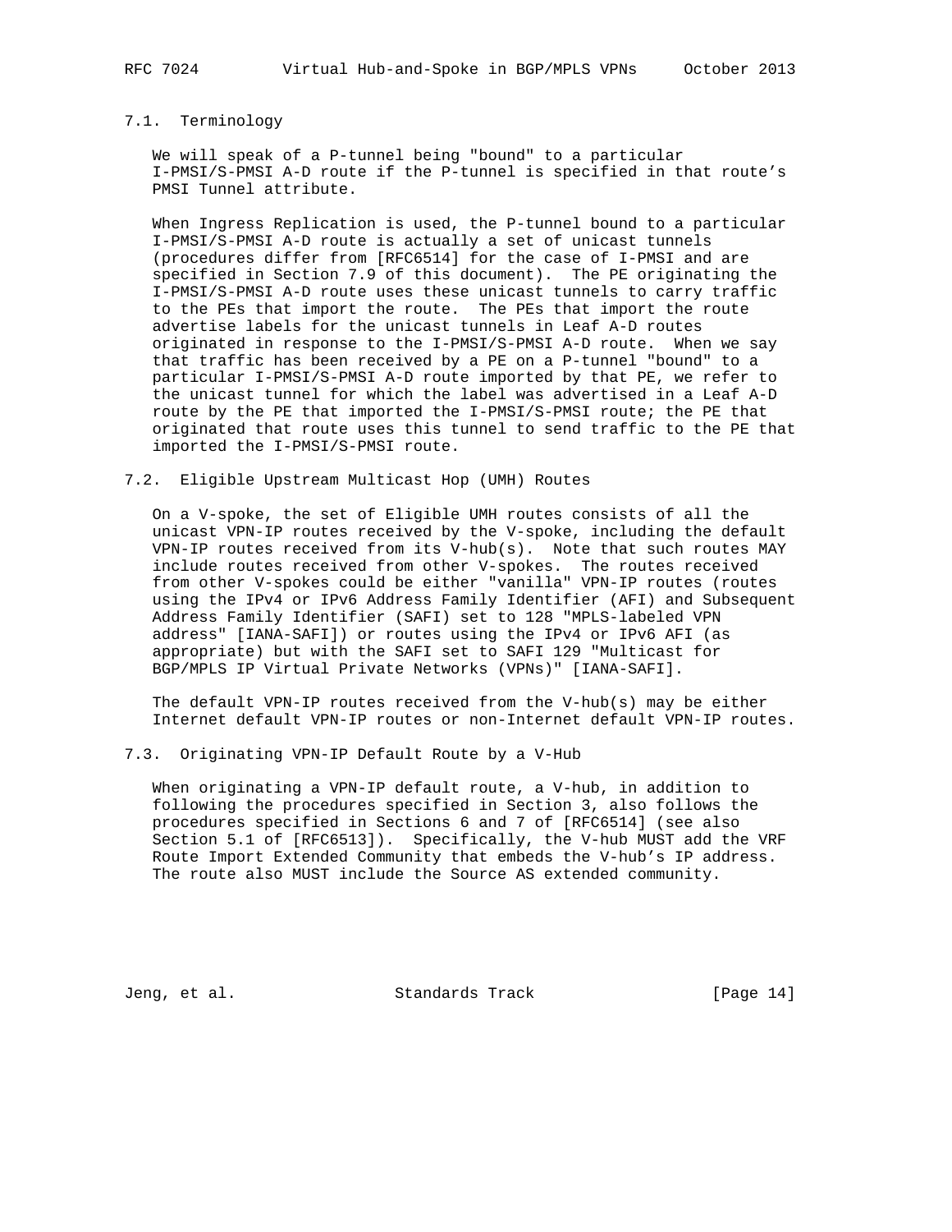### 7.1. Terminology

We will speak of a P-tunnel being "bound" to a particular I-PMSI/S-PMSI A-D route if the P-tunnel is specified in that route's PMSI Tunnel attribute.

When Ingress Replication is used, the P-tunnel bound to a particular I-PMSI/S-PMSI A-D route is actually a set of unicast tunnels (procedures differ from [RFC6514] for the case of I-PMSI and are specified in Section 7.9 of this document). The PE originating the I-PMSI/S-PMSI A-D route uses these unicast tunnels to carry traffic to the PEs that import the route. The PEs that import the route advertise labels for the unicast tunnels in Leaf A-D routes originated in response to the I-PMSI/S-PMSI A-D route. When we say that traffic has been received by a PE on a P-tunnel "bound" to a particular I-PMSI/S-PMSI A-D route imported by that PE, we refer to the unicast tunnel for which the label was advertised in a Leaf A-D route by the PE that imported the I-PMSI/S-PMSI route; the PE that originated that route uses this tunnel to send traffic to the PE that imported the I-PMSI/S-PMSI route.

### 7.2. Eligible Upstream Multicast Hop (UMH) Routes

On a V-spoke, the set of Eligible UMH routes consists of all the unicast VPN-IP routes received by the V-spoke, including the default VPN-IP routes received from its V-hub(s). Note that such routes MAY include routes received from other V-spokes. The routes received from other V-spokes could be either "vanilla" VPN-IP routes (routes using the IPv4 or IPv6 Address Family Identifier (AFI) and Subsequent Address Family Identifier (SAFI) set to 128 "MPLS-labeled VPN address" [IANA-SAFI]) or routes using the IPv4 or IPv6 AFI (as appropriate) but with the SAFI set to SAFI 129 "Multicast for BGP/MPLS IP Virtual Private Networks (VPNs)" [IANA-SAFI].

The default VPN-IP routes received from the V-hub(s) may be either Internet default VPN-IP routes or non-Internet default VPN-IP routes.

### 7.3. Originating VPN-IP Default Route by a V-Hub

When originating a VPN-IP default route, a V-hub, in addition to following the procedures specified in Section 3, also follows the procedures specified in Sections 6 and 7 of [RFC6514] (see also Section 5.1 of [RFC6513]). Specifically, the V-hub MUST add the VRF Route Import Extended Community that embeds the V-hub's IP address. The route also MUST include the Source AS extended community.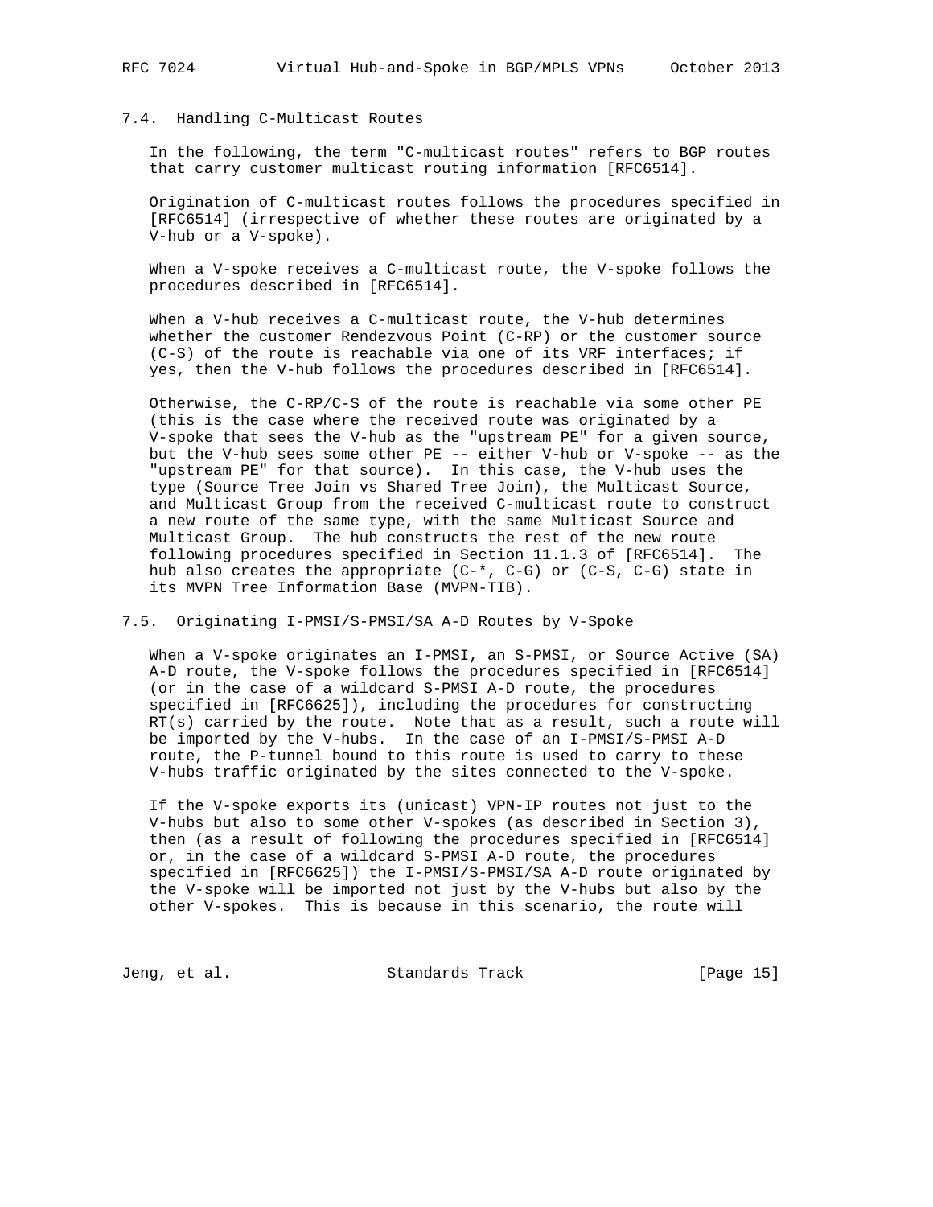### 7.4. Handling C-Multicast Routes

In the following, the term "C-multicast routes" refers to BGP routes that carry customer multicast routing information [RFC6514].

Origination of C-multicast routes follows the procedures specified in [RFC6514] (irrespective of whether these routes are originated by a V-hub or a V-spoke).

When a V-spoke receives a C-multicast route, the V-spoke follows the procedures described in [RFC6514].

When a V-hub receives a C-multicast route, the V-hub determines whether the customer Rendezvous Point (C-RP) or the customer source (C-S) of the route is reachable via one of its VRF interfaces; if yes, then the V-hub follows the procedures described in [RFC6514].

Otherwise, the C-RP/C-S of the route is reachable via some other PE (this is the case where the received route was originated by a V-spoke that sees the V-hub as the "upstream PE" for a given source, but the V-hub sees some other PE -- either V-hub or V-spoke -- as the "upstream PE" for that source). In this case, the V-hub uses the type (Source Tree Join vs Shared Tree Join), the Multicast Source, and Multicast Group from the received C-multicast route to construct a new route of the same type, with the same Multicast Source and Multicast Group. The hub constructs the rest of the new route following procedures specified in Section 11.1.3 of [RFC6514]. The hub also creates the appropriate (C-*, C-G) or (C-S, C-G) state in its MVPN Tree Information Base (MVPN-TIB).

### 7.5. Originating I-PMSI/S-PMSI/SA A-D Routes by V-Spoke

When a V-spoke originates an I-PMSI, an S-PMSI, or Source Active (SA) A-D route, the V-spoke follows the procedures specified in [RFC6514] (or in the case of a wildcard S-PMSI A-D route, the procedures specified in [RFC6625]), including the procedures for constructing RT(s) carried by the route. Note that as a result, such a route will be imported by the V-hubs. In the case of an I-PMSI/S-PMSI A-D route, the P-tunnel bound to this route is used to carry to these V-hubs traffic originated by the sites connected to the V-spoke.

If the V-spoke exports its (unicast) VPN-IP routes not just to the V-hubs but also to some other V-spokes (as described in Section 3), then (as a result of following the procedures specified in [RFC6514] or, in the case of a wildcard S-PMSI A-D route, the procedures specified in [RFC6625]) the I-PMSI/S-PMSI/SA A-D route originated by the V-spoke will be imported not just by the V-hubs but also by the other V-spokes. This is because in this scenario, the route will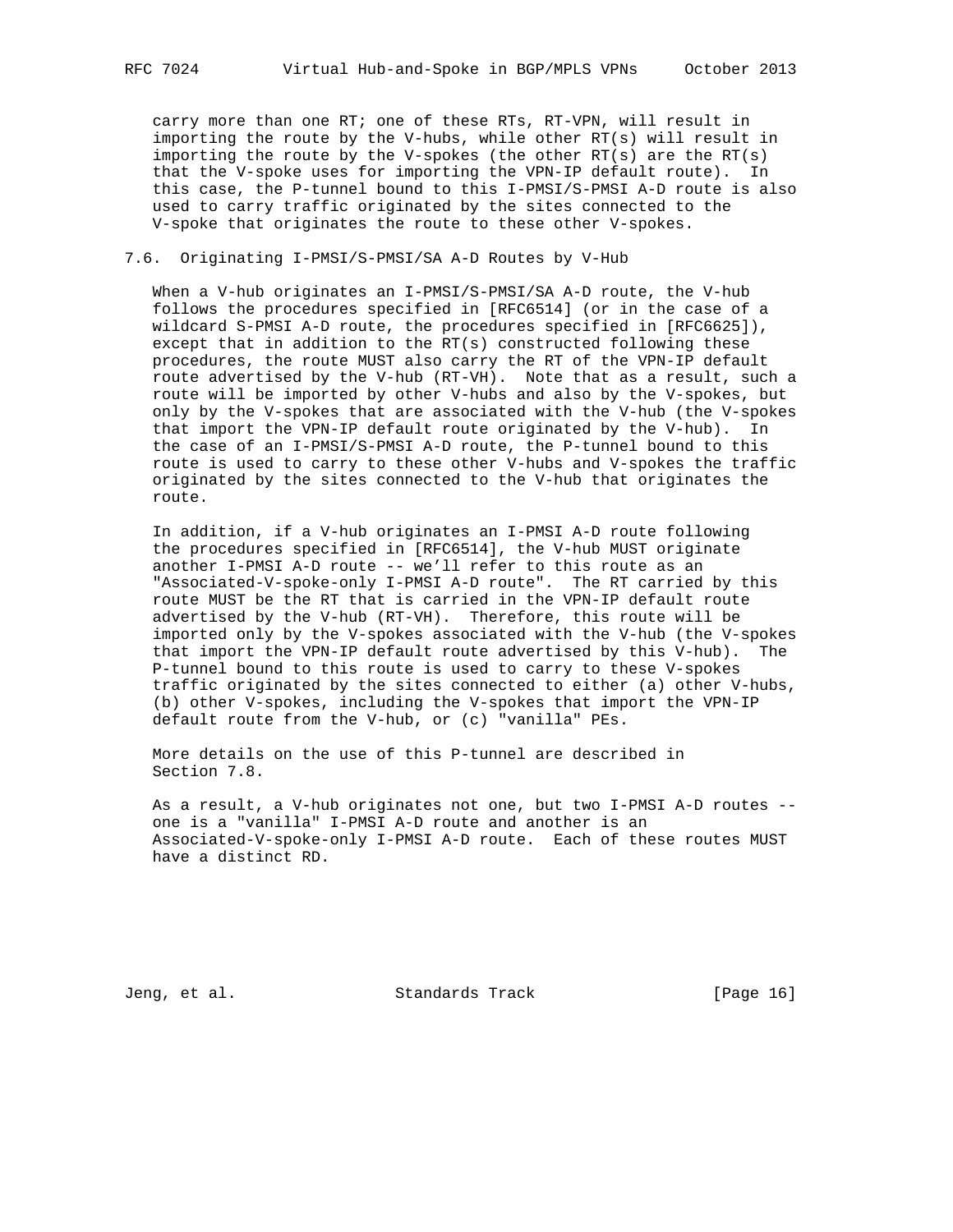carry more than one RT; one of these RTs, RT-VPN, will result in importing the route by the V-hubs, while other RT(s) will result in importing the route by the V-spokes (the other RT(s) are the RT(s) that the V-spoke uses for importing the VPN-IP default route). In this case, the P-tunnel bound to this I-PMSI/S-PMSI A-D route is also used to carry traffic originated by the sites connected to the V-spoke that originates the route to these other V-spokes.

### 7.6. Originating I-PMSI/S-PMSI/SA A-D Routes by V-Hub

When a V-hub originates an I-PMSI/S-PMSI/SA A-D route, the V-hub follows the procedures specified in [RFC6514] (or in the case of a wildcard S-PMSI A-D route, the procedures specified in [RFC6625]), except that in addition to the RT(s) constructed following these procedures, the route MUST also carry the RT of the VPN-IP default route advertised by the V-hub (RT-VH). Note that as a result, such a route will be imported by other V-hubs and also by the V-spokes, but only by the V-spokes that are associated with the V-hub (the V-spokes that import the VPN-IP default route originated by the V-hub). In the case of an I-PMSI/S-PMSI A-D route, the P-tunnel bound to this route is used to carry to these other V-hubs and V-spokes the traffic originated by the sites connected to the V-hub that originates the route.

In addition, if a V-hub originates an I-PMSI A-D route following the procedures specified in [RFC6514], the V-hub MUST originate another I-PMSI A-D route -- we'll refer to this route as an "Associated-V-spoke-only I-PMSI A-D route". The RT carried by this route MUST be the RT that is carried in the VPN-IP default route advertised by the V-hub (RT-VH). Therefore, this route will be imported only by the V-spokes associated with the V-hub (the V-spokes that import the VPN-IP default route advertised by this V-hub). The P-tunnel bound to this route is used to carry to these V-spokes traffic originated by the sites connected to either (a) other V-hubs, (b) other V-spokes, including the V-spokes that import the VPN-IP default route from the V-hub, or (c) "vanilla" PEs.

More details on the use of this P-tunnel are described in Section 7.8.

As a result, a V-hub originates not one, but two I-PMSI A-D routes -- one is a "vanilla" I-PMSI A-D route and another is an Associated-V-spoke-only I-PMSI A-D route. Each of these routes MUST have a distinct RD.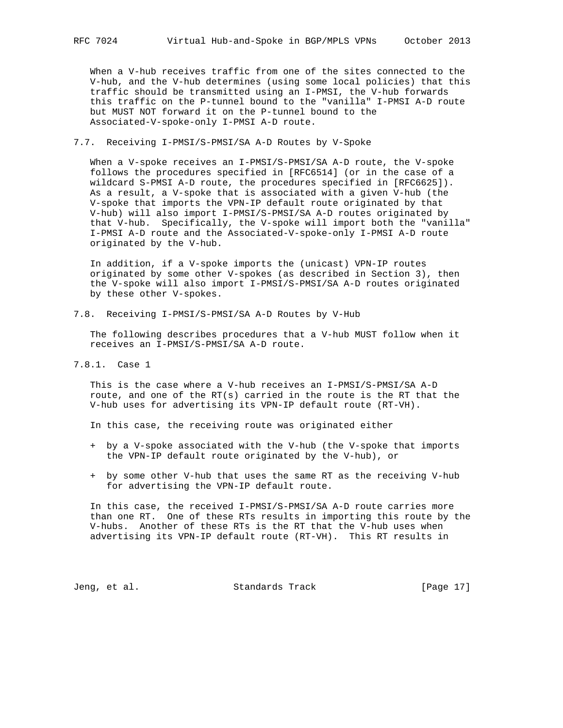When a V-hub receives traffic from one of the sites connected to the V-hub, and the V-hub determines (using some local policies) that this traffic should be transmitted using an I-PMSI, the V-hub forwards this traffic on the P-tunnel bound to the "vanilla" I-PMSI A-D route but MUST NOT forward it on the P-tunnel bound to the Associated-V-spoke-only I-PMSI A-D route.

### 7.7. Receiving I-PMSI/S-PMSI/SA A-D Routes by V-Spoke

When a V-spoke receives an I-PMSI/S-PMSI/SA A-D route, the V-spoke follows the procedures specified in [RFC6514] (or in the case of a wildcard S-PMSI A-D route, the procedures specified in [RFC6625]). As a result, a V-spoke that is associated with a given V-hub (the V-spoke that imports the VPN-IP default route originated by that V-hub) will also import I-PMSI/S-PMSI/SA A-D routes originated by that V-hub. Specifically, the V-spoke will import both the "vanilla" I-PMSI A-D route and the Associated-V-spoke-only I-PMSI A-D route originated by the V-hub.

In addition, if a V-spoke imports the (unicast) VPN-IP routes originated by some other V-spokes (as described in Section 3), then the V-spoke will also import I-PMSI/S-PMSI/SA A-D routes originated by these other V-spokes.

### 7.8. Receiving I-PMSI/S-PMSI/SA A-D Routes by V-Hub

The following describes procedures that a V-hub MUST follow when it receives an I-PMSI/S-PMSI/SA A-D route.

#### 7.8.1. Case 1

This is the case where a V-hub receives an I-PMSI/S-PMSI/SA A-D route, and one of the RT(s) carried in the route is the RT that the V-hub uses for advertising its VPN-IP default route (RT-VH).

In this case, the receiving route was originated either

+ by a V-spoke associated with the V-hub (the V-spoke that imports the VPN-IP default route originated by the V-hub), or

+ by some other V-hub that uses the same RT as the receiving V-hub for advertising the VPN-IP default route.

In this case, the received I-PMSI/S-PMSI/SA A-D route carries more than one RT. One of these RTs results in importing this route by the V-hubs. Another of these RTs is the RT that the V-hub uses when advertising its VPN-IP default route (RT-VH). This RT results in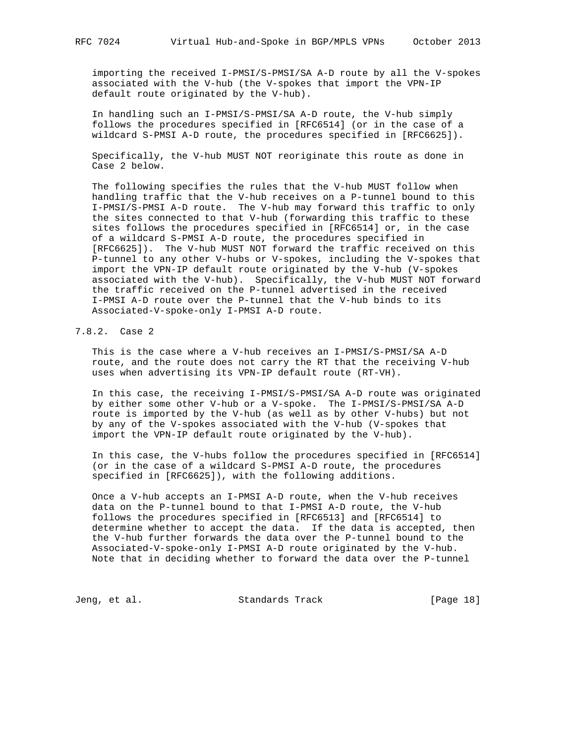importing the received I-PMSI/S-PMSI/SA A-D route by all the V-spokes associated with the V-hub (the V-spokes that import the VPN-IP default route originated by the V-hub).

In handling such an I-PMSI/S-PMSI/SA A-D route, the V-hub simply follows the procedures specified in [RFC6514] (or in the case of a wildcard S-PMSI A-D route, the procedures specified in [RFC6625]).

Specifically, the V-hub MUST NOT reoriginate this route as done in Case 2 below.

The following specifies the rules that the V-hub MUST follow when handling traffic that the V-hub receives on a P-tunnel bound to this I-PMSI/S-PMSI A-D route. The V-hub may forward this traffic to only the sites connected to that V-hub (forwarding this traffic to these sites follows the procedures specified in [RFC6514] or, in the case of a wildcard S-PMSI A-D route, the procedures specified in [RFC6625]). The V-hub MUST NOT forward the traffic received on this P-tunnel to any other V-hubs or V-spokes, including the V-spokes that import the VPN-IP default route originated by the V-hub (V-spokes associated with the V-hub). Specifically, the V-hub MUST NOT forward the traffic received on the P-tunnel advertised in the received I-PMSI A-D route over the P-tunnel that the V-hub binds to its Associated-V-spoke-only I-PMSI A-D route.

### 7.8.2. Case 2

This is the case where a V-hub receives an I-PMSI/S-PMSI/SA A-D route, and the route does not carry the RT that the receiving V-hub uses when advertising its VPN-IP default route (RT-VH).

In this case, the receiving I-PMSI/S-PMSI/SA A-D route was originated by either some other V-hub or a V-spoke. The I-PMSI/S-PMSI/SA A-D route is imported by the V-hub (as well as by other V-hubs) but not by any of the V-spokes associated with the V-hub (V-spokes that import the VPN-IP default route originated by the V-hub).

In this case, the V-hubs follow the procedures specified in [RFC6514] (or in the case of a wildcard S-PMSI A-D route, the procedures specified in [RFC6625]), with the following additions.

Once a V-hub accepts an I-PMSI A-D route, when the V-hub receives data on the P-tunnel bound to that I-PMSI A-D route, the V-hub follows the procedures specified in [RFC6513] and [RFC6514] to determine whether to accept the data. If the data is accepted, then the V-hub further forwards the data over the P-tunnel bound to the Associated-V-spoke-only I-PMSI A-D route originated by the V-hub. Note that in deciding whether to forward the data over the P-tunnel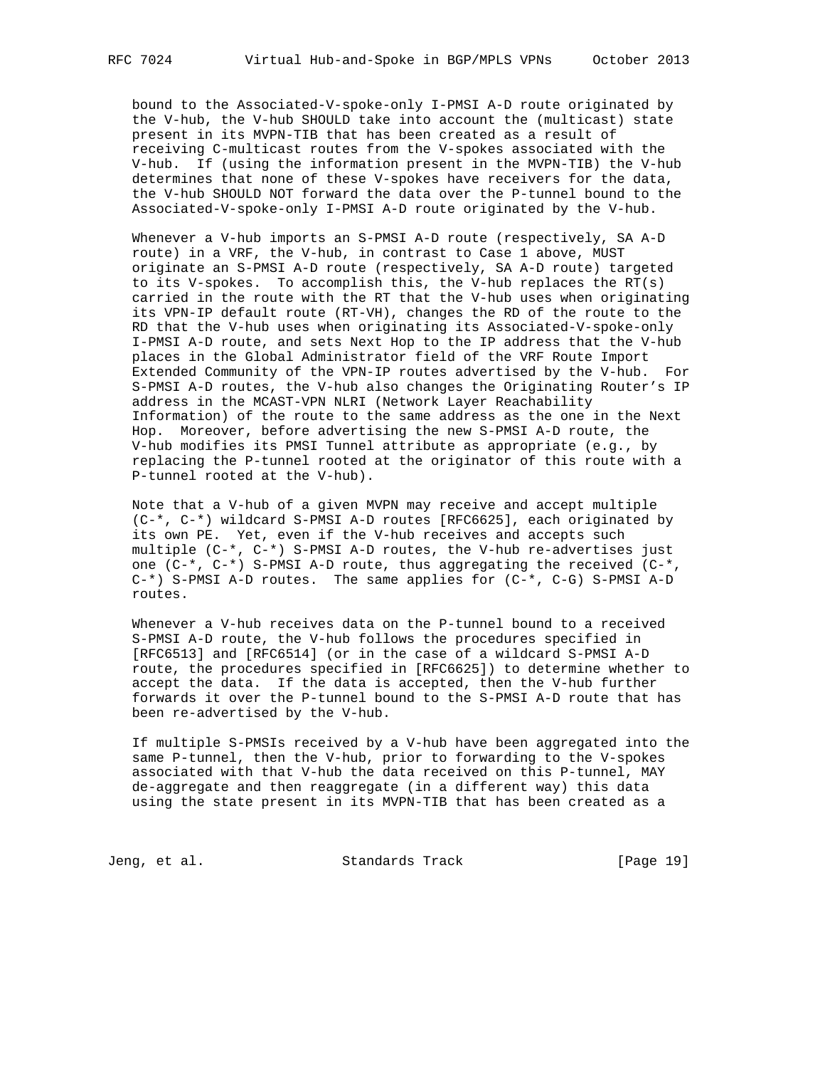bound to the Associated-V-spoke-only I-PMSI A-D route originated by the V-hub, the V-hub SHOULD take into account the (multicast) state present in its MVPN-TIB that has been created as a result of receiving C-multicast routes from the V-spokes associated with the V-hub. If (using the information present in the MVPN-TIB) the V-hub determines that none of these V-spokes have receivers for the data, the V-hub SHOULD NOT forward the data over the P-tunnel bound to the Associated-V-spoke-only I-PMSI A-D route originated by the V-hub.

Whenever a V-hub imports an S-PMSI A-D route (respectively, SA A-D route) in a VRF, the V-hub, in contrast to Case 1 above, MUST originate an S-PMSI A-D route (respectively, SA A-D route) targeted to its V-spokes. To accomplish this, the V-hub replaces the RT(s) carried in the route with the RT that the V-hub uses when originating its VPN-IP default route (RT-VH), changes the RD of the route to the RD that the V-hub uses when originating its Associated-V-spoke-only I-PMSI A-D route, and sets Next Hop to the IP address that the V-hub places in the Global Administrator field of the VRF Route Import Extended Community of the VPN-IP routes advertised by the V-hub. For S-PMSI A-D routes, the V-hub also changes the Originating Router's IP address in the MCAST-VPN NLRI (Network Layer Reachability Information) of the route to the same address as the one in the Next Hop. Moreover, before advertising the new S-PMSI A-D route, the V-hub modifies its PMSI Tunnel attribute as appropriate (e.g., by replacing the P-tunnel rooted at the originator of this route with a P-tunnel rooted at the V-hub).

Note that a V-hub of a given MVPN may receive and accept multiple (C-*, C-*) wildcard S-PMSI A-D routes [RFC6625], each originated by its own PE. Yet, even if the V-hub receives and accepts such multiple (C-*, C-*) S-PMSI A-D routes, the V-hub re-advertises just one (C-*, C-*) S-PMSI A-D route, thus aggregating the received (C-*, C-*) S-PMSI A-D routes. The same applies for (C-*, C-G) S-PMSI A-D routes.

Whenever a V-hub receives data on the P-tunnel bound to a received S-PMSI A-D route, the V-hub follows the procedures specified in [RFC6513] and [RFC6514] (or in the case of a wildcard S-PMSI A-D route, the procedures specified in [RFC6625]) to determine whether to accept the data. If the data is accepted, then the V-hub further forwards it over the P-tunnel bound to the S-PMSI A-D route that has been re-advertised by the V-hub.

If multiple S-PMSIs received by a V-hub have been aggregated into the same P-tunnel, then the V-hub, prior to forwarding to the V-spokes associated with that V-hub the data received on this P-tunnel, MAY de-aggregate and then reaggregate (in a different way) this data using the state present in its MVPN-TIB that has been created as a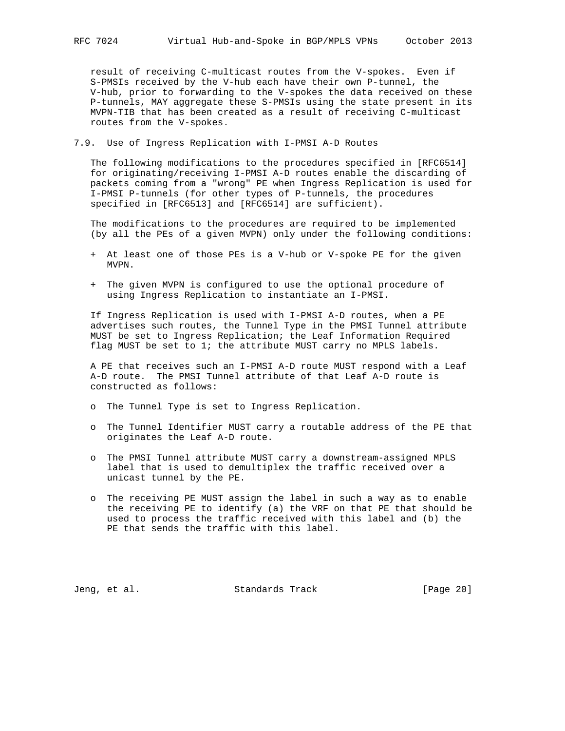result of receiving C-multicast routes from the V-spokes. Even if S-PMSIs received by the V-hub each have their own P-tunnel, the V-hub, prior to forwarding to the V-spokes the data received on these P-tunnels, MAY aggregate these S-PMSIs using the state present in its MVPN-TIB that has been created as a result of receiving C-multicast routes from the V-spokes.

### 7.9. Use of Ingress Replication with I-PMSI A-D Routes

The following modifications to the procedures specified in [RFC6514] for originating/receiving I-PMSI A-D routes enable the discarding of packets coming from a "wrong" PE when Ingress Replication is used for I-PMSI P-tunnels (for other types of P-tunnels, the procedures specified in [RFC6513] and [RFC6514] are sufficient).

The modifications to the procedures are required to be implemented (by all the PEs of a given MVPN) only under the following conditions:

+ At least one of those PEs is a V-hub or V-spoke PE for the given MVPN.

+ The given MVPN is configured to use the optional procedure of using Ingress Replication to instantiate an I-PMSI.

If Ingress Replication is used with I-PMSI A-D routes, when a PE advertises such routes, the Tunnel Type in the PMSI Tunnel attribute MUST be set to Ingress Replication; the Leaf Information Required flag MUST be set to 1; the attribute MUST carry no MPLS labels.

A PE that receives such an I-PMSI A-D route MUST respond with a Leaf A-D route. The PMSI Tunnel attribute of that Leaf A-D route is constructed as follows:

- The Tunnel Type is set to Ingress Replication.

- The Tunnel Identifier MUST carry a routable address of the PE that originates the Leaf A-D route.

- The PMSI Tunnel attribute MUST carry a downstream-assigned MPLS label that is used to demultiplex the traffic received over a unicast tunnel by the PE.

- The receiving PE MUST assign the label in such a way as to enable the receiving PE to identify (a) the VRF on that PE that should be used to process the traffic received with this label and (b) the PE that sends the traffic with this label.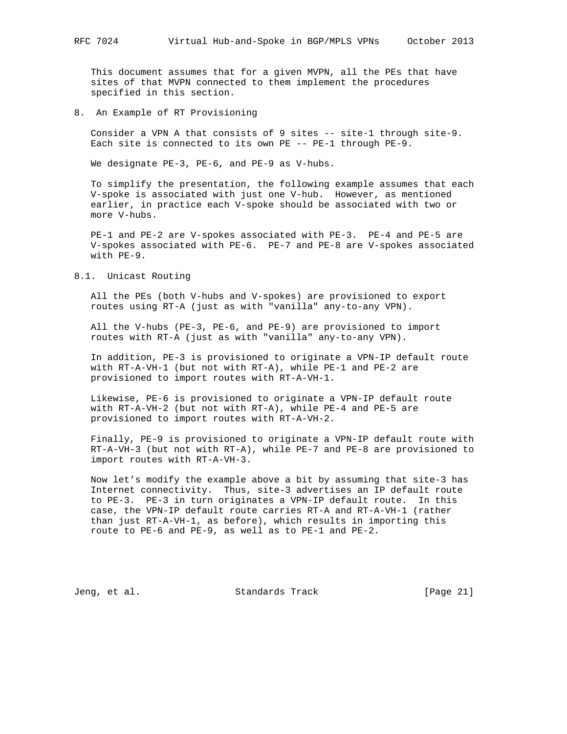This document assumes that for a given MVPN, all the PEs that have sites of that MVPN connected to them implement the procedures specified in this section.

## 8. An Example of RT Provisioning

Consider a VPN A that consists of 9 sites -- site-1 through site-9. Each site is connected to its own PE -- PE-1 through PE-9.

We designate PE-3, PE-6, and PE-9 as V-hubs.

To simplify the presentation, the following example assumes that each V-spoke is associated with just one V-hub. However, as mentioned earlier, in practice each V-spoke should be associated with two or more V-hubs.

PE-1 and PE-2 are V-spokes associated with PE-3. PE-4 and PE-5 are V-spokes associated with PE-6. PE-7 and PE-8 are V-spokes associated with PE-9.

### 8.1. Unicast Routing

All the PEs (both V-hubs and V-spokes) are provisioned to export routes using RT-A (just as with "vanilla" any-to-any VPN).

All the V-hubs (PE-3, PE-6, and PE-9) are provisioned to import routes with RT-A (just as with "vanilla" any-to-any VPN).

In addition, PE-3 is provisioned to originate a VPN-IP default route with RT-A-VH-1 (but not with RT-A), while PE-1 and PE-2 are provisioned to import routes with RT-A-VH-1.

Likewise, PE-6 is provisioned to originate a VPN-IP default route with RT-A-VH-2 (but not with RT-A), while PE-4 and PE-5 are provisioned to import routes with RT-A-VH-2.

Finally, PE-9 is provisioned to originate a VPN-IP default route with RT-A-VH-3 (but not with RT-A), while PE-7 and PE-8 are provisioned to import routes with RT-A-VH-3.

Now let’s modify the example above a bit by assuming that site-3 has Internet connectivity. Thus, site-3 advertises an IP default route to PE-3. PE-3 in turn originates a VPN-IP default route. In this case, the VPN-IP default route carries RT-A and RT-A-VH-1 (rather than just RT-A-VH-1, as before), which results in importing this route to PE-6 and PE-9, as well as to PE-1 and PE-2.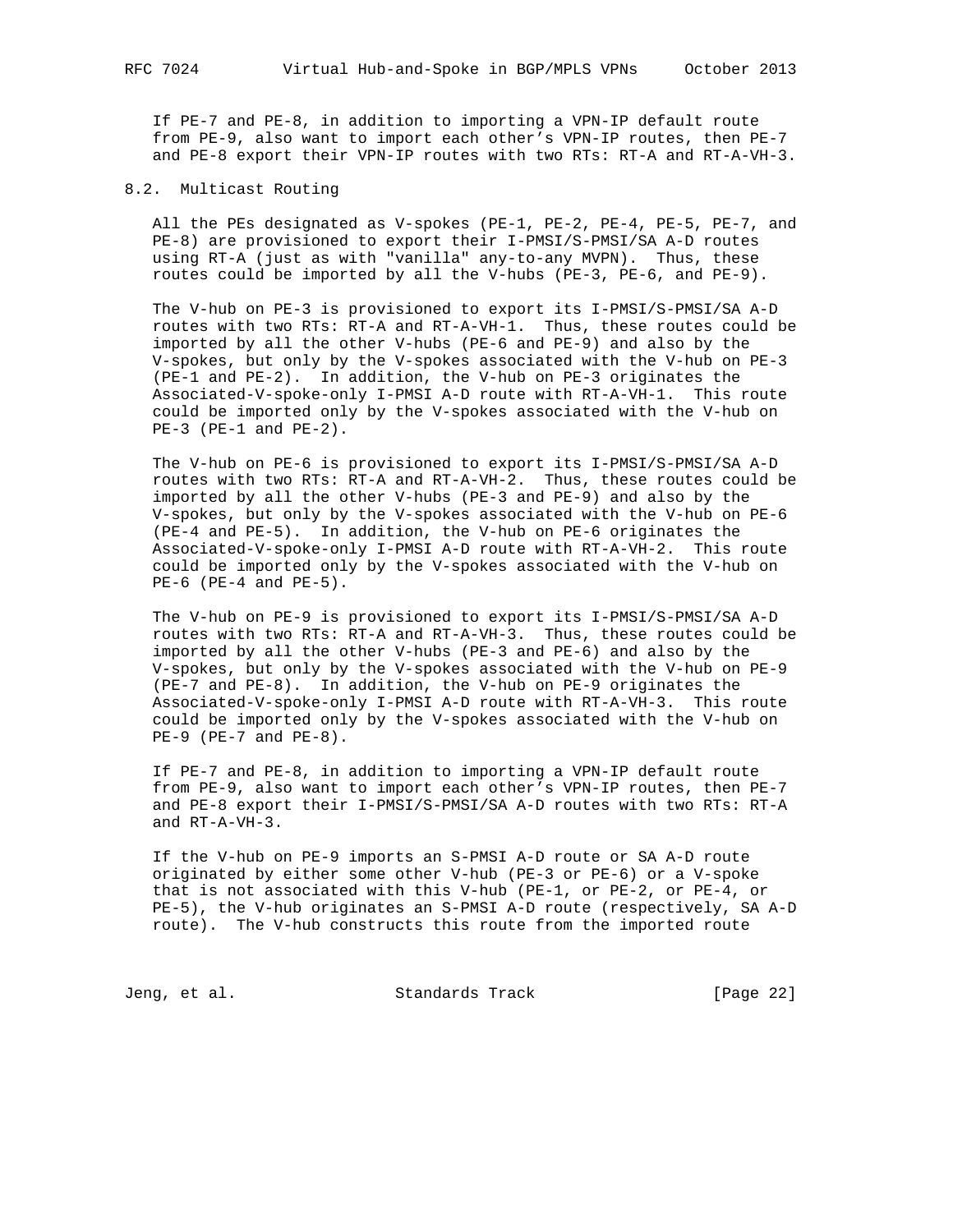If PE-7 and PE-8, in addition to importing a VPN-IP default route from PE-9, also want to import each other's VPN-IP routes, then PE-7 and PE-8 export their VPN-IP routes with two RTs: RT-A and RT-A-VH-3.

## 8.2. Multicast Routing

All the PEs designated as V-spokes (PE-1, PE-2, PE-4, PE-5, PE-7, and PE-8) are provisioned to export their I-PMSI/S-PMSI/SA A-D routes using RT-A (just as with "vanilla" any-to-any MVPN). Thus, these routes could be imported by all the V-hubs (PE-3, PE-6, and PE-9).

The V-hub on PE-3 is provisioned to export its I-PMSI/S-PMSI/SA A-D routes with two RTs: RT-A and RT-A-VH-1. Thus, these routes could be imported by all the other V-hubs (PE-6 and PE-9) and also by the V-spokes, but only by the V-spokes associated with the V-hub on PE-3 (PE-1 and PE-2). In addition, the V-hub on PE-3 originates the Associated-V-spoke-only I-PMSI A-D route with RT-A-VH-1. This route could be imported only by the V-spokes associated with the V-hub on PE-3 (PE-1 and PE-2).

The V-hub on PE-6 is provisioned to export its I-PMSI/S-PMSI/SA A-D routes with two RTs: RT-A and RT-A-VH-2. Thus, these routes could be imported by all the other V-hubs (PE-3 and PE-9) and also by the V-spokes, but only by the V-spokes associated with the V-hub on PE-6 (PE-4 and PE-5). In addition, the V-hub on PE-6 originates the Associated-V-spoke-only I-PMSI A-D route with RT-A-VH-2. This route could be imported only by the V-spokes associated with the V-hub on PE-6 (PE-4 and PE-5).

The V-hub on PE-9 is provisioned to export its I-PMSI/S-PMSI/SA A-D routes with two RTs: RT-A and RT-A-VH-3. Thus, these routes could be imported by all the other V-hubs (PE-3 and PE-6) and also by the V-spokes, but only by the V-spokes associated with the V-hub on PE-9 (PE-7 and PE-8). In addition, the V-hub on PE-9 originates the Associated-V-spoke-only I-PMSI A-D route with RT-A-VH-3. This route could be imported only by the V-spokes associated with the V-hub on PE-9 (PE-7 and PE-8).

If PE-7 and PE-8, in addition to importing a VPN-IP default route from PE-9, also want to import each other's VPN-IP routes, then PE-7 and PE-8 export their I-PMSI/S-PMSI/SA A-D routes with two RTs: RT-A and RT-A-VH-3.

If the V-hub on PE-9 imports an S-PMSI A-D route or SA A-D route originated by either some other V-hub (PE-3 or PE-6) or a V-spoke that is not associated with this V-hub (PE-1, or PE-2, or PE-4, or PE-5), the V-hub originates an S-PMSI A-D route (respectively, SA A-D route). The V-hub constructs this route from the imported route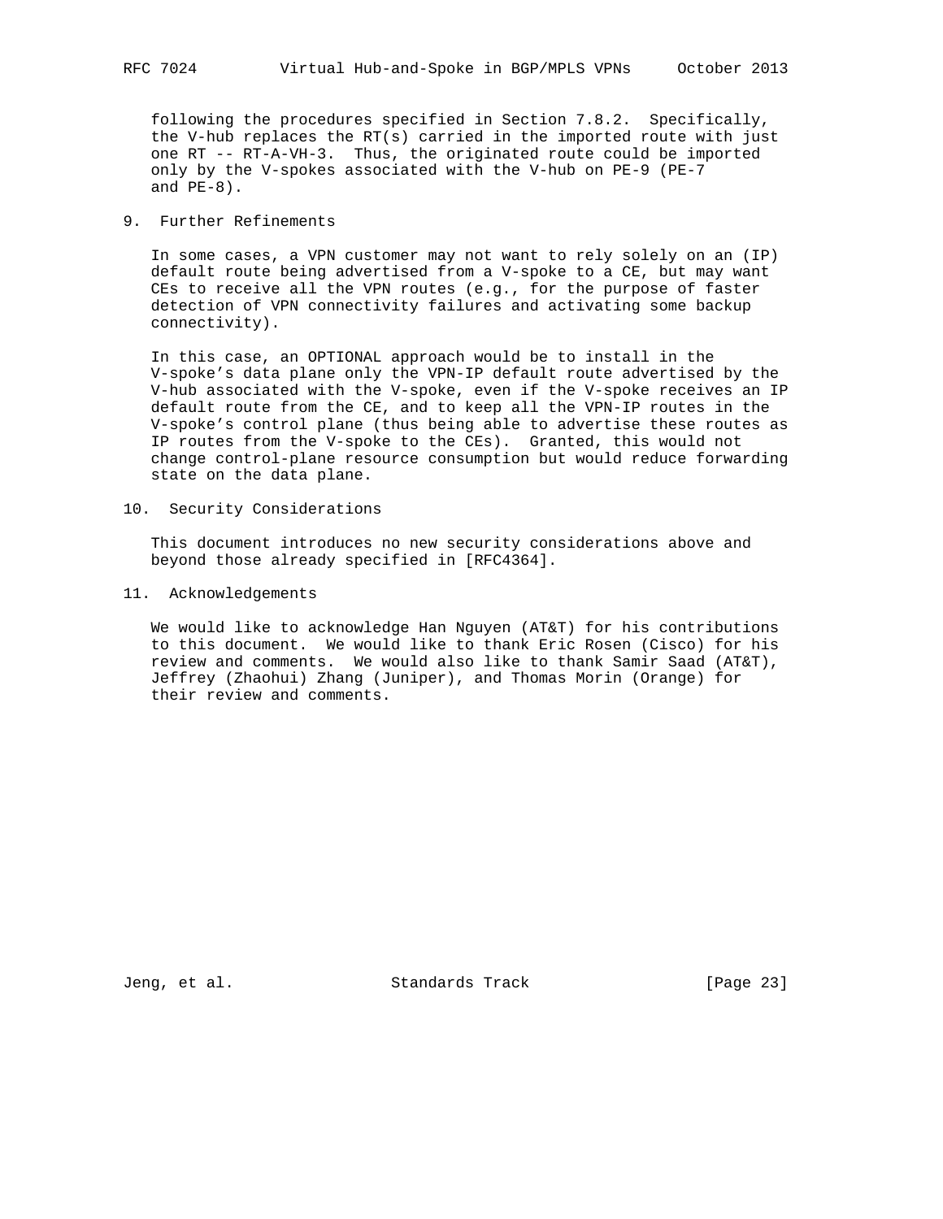following the procedures specified in Section 7.8.2. Specifically, the V-hub replaces the RT(s) carried in the imported route with just one RT -- RT-A-VH-3. Thus, the originated route could be imported only by the V-spokes associated with the V-hub on PE-9 (PE-7 and PE-8).

## 9. Further Refinements

In some cases, a VPN customer may not want to rely solely on an (IP) default route being advertised from a V-spoke to a CE, but may want CEs to receive all the VPN routes (e.g., for the purpose of faster detection of VPN connectivity failures and activating some backup connectivity).

In this case, an OPTIONAL approach would be to install in the V-spoke's data plane only the VPN-IP default route advertised by the V-hub associated with the V-spoke, even if the V-spoke receives an IP default route from the CE, and to keep all the VPN-IP routes in the V-spoke's control plane (thus being able to advertise these routes as IP routes from the V-spoke to the CEs). Granted, this would not change control-plane resource consumption but would reduce forwarding state on the data plane.

## 10. Security Considerations

This document introduces no new security considerations above and beyond those already specified in [RFC4364].

## 11. Acknowledgements

We would like to acknowledge Han Nguyen (AT&T) for his contributions to this document. We would like to thank Eric Rosen (Cisco) for his review and comments. We would also like to thank Samir Saad (AT&T), Jeffrey (Zhaohui) Zhang (Juniper), and Thomas Morin (Orange) for their review and comments.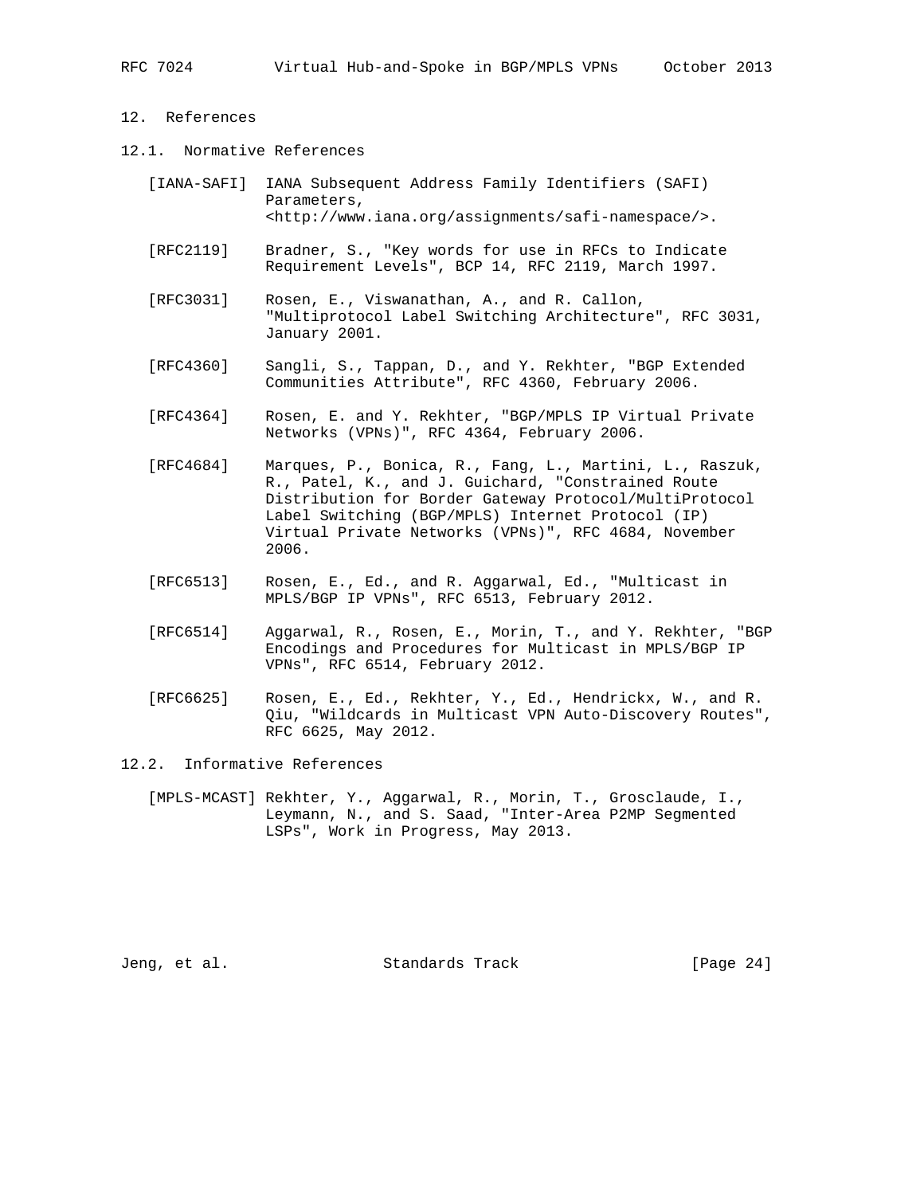## 12. References

### 12.1. Normative References

[IANA-SAFI] IANA Subsequent Address Family Identifiers (SAFI) Parameters, <http://www.iana.org/assignments/safi-namespace/>.

[RFC2119] Bradner, S., "Key words for use in RFCs to Indicate Requirement Levels", BCP 14, RFC 2119, March 1997.

[RFC3031] Rosen, E., Viswanathan, A., and R. Callon, "Multiprotocol Label Switching Architecture", RFC 3031, January 2001.

[RFC4360] Sangli, S., Tappan, D., and Y. Rekhter, "BGP Extended Communities Attribute", RFC 4360, February 2006.

[RFC4364] Rosen, E. and Y. Rekhter, "BGP/MPLS IP Virtual Private Networks (VPNs)", RFC 4364, February 2006.

[RFC4684] Marques, P., Bonica, R., Fang, L., Martini, L., Raszuk, R., Patel, K., and J. Guichard, "Constrained Route Distribution for Border Gateway Protocol/MultiProtocol Label Switching (BGP/MPLS) Internet Protocol (IP) Virtual Private Networks (VPNs)", RFC 4684, November 2006.

[RFC6513] Rosen, E., Ed., and R. Aggarwal, Ed., "Multicast in MPLS/BGP IP VPNs", RFC 6513, February 2012.

[RFC6514] Aggarwal, R., Rosen, E., Morin, T., and Y. Rekhter, "BGP Encodings and Procedures for Multicast in MPLS/BGP IP VPNs", RFC 6514, February 2012.

[RFC6625] Rosen, E., Ed., Rekhter, Y., Ed., Hendrickx, W., and R. Qiu, "Wildcards in Multicast VPN Auto-Discovery Routes", RFC 6625, May 2012.

### 12.2. Informative References

[MPLS-MCAST] Rekhter, Y., Aggarwal, R., Morin, T., Grosclaude, I., Leymann, N., and S. Saad, "Inter-Area P2MP Segmented LSPs", Work in Progress, May 2013.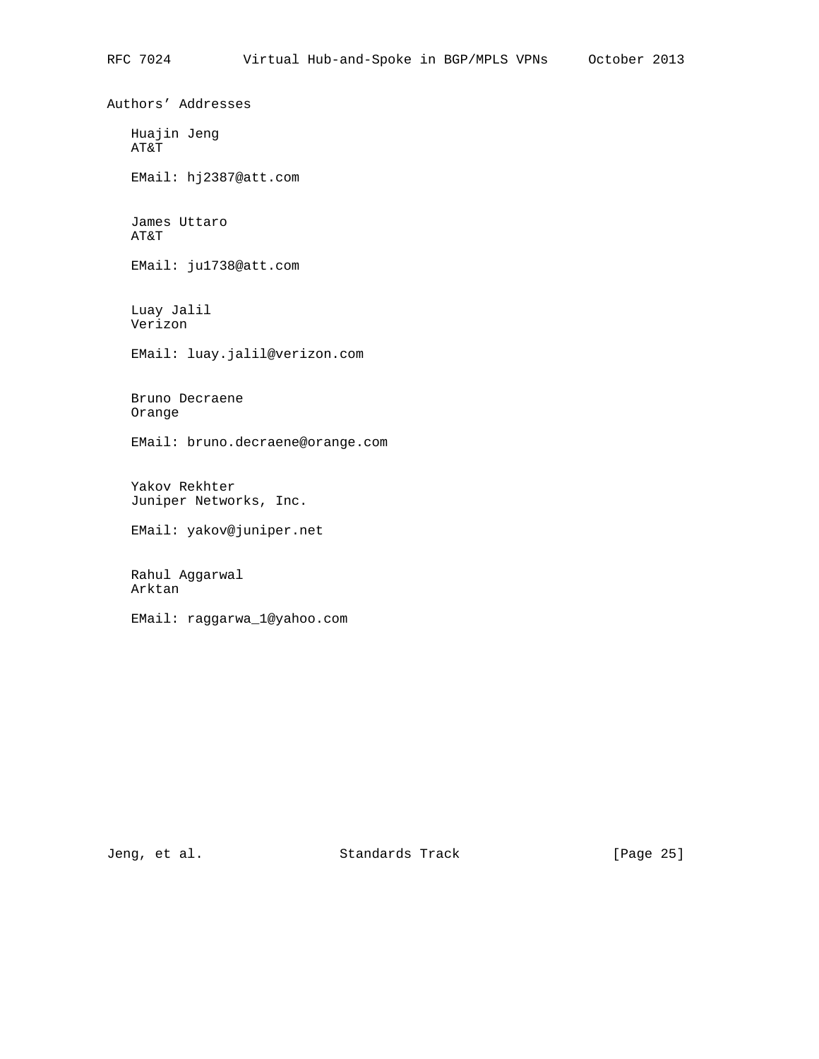## Authors' Addresses

Huajin Jeng
AT&T

EMail: hj2387@att.com

James Uttaro
AT&T

EMail: ju1738@att.com

Luay Jalil
Verizon

EMail: luay.jalil@verizon.com

Bruno Decraene
Orange

EMail: bruno.decraene@orange.com

Yakov Rekhter
Juniper Networks, Inc.

EMail: yakov@juniper.net

Rahul Aggarwal
Arktan

EMail: raggarwa_1@yahoo.com